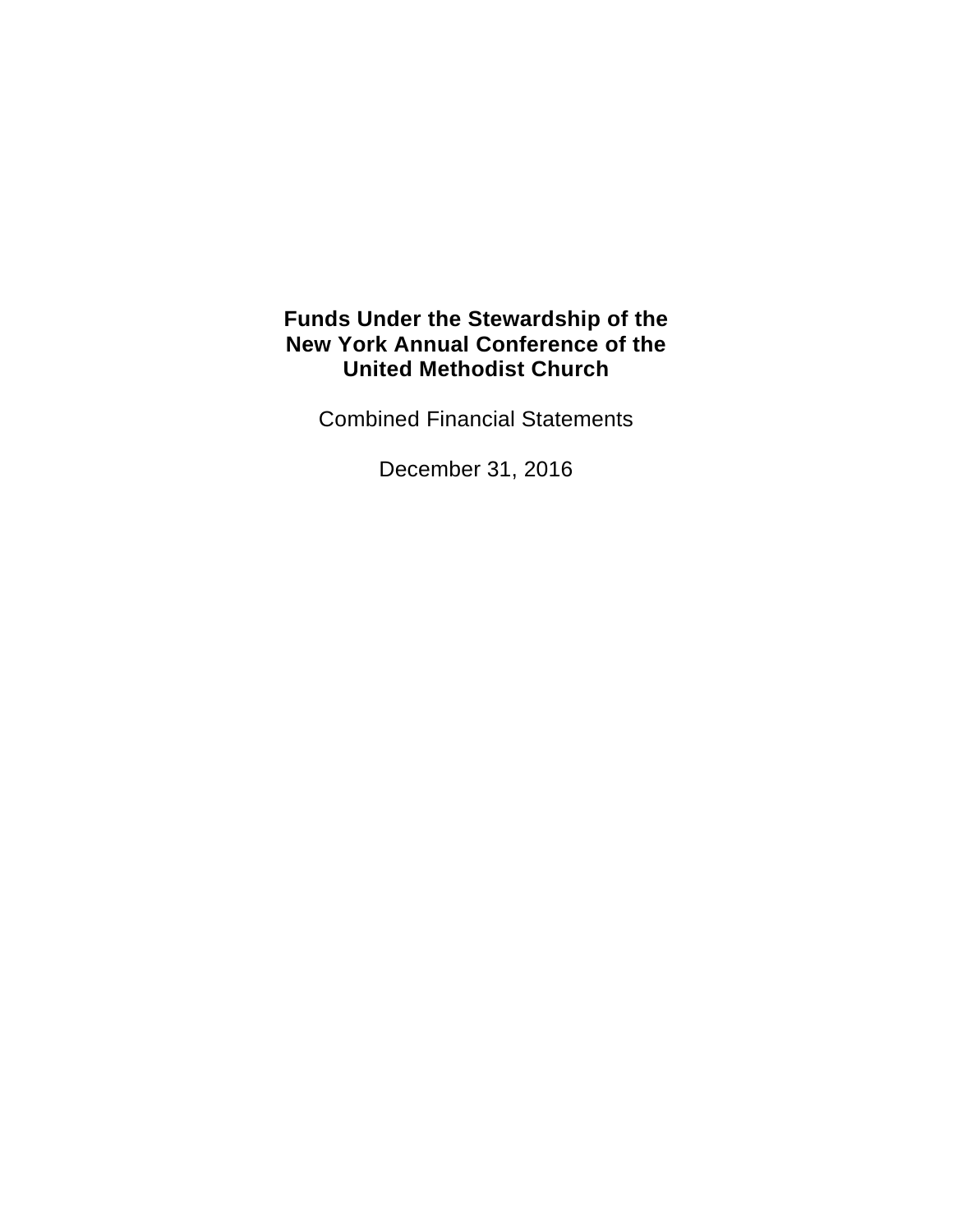# Funds Under the Stewardship of the New York Annual Conference of the United Methodist Church

Combined Financial Statements

December 31, 2016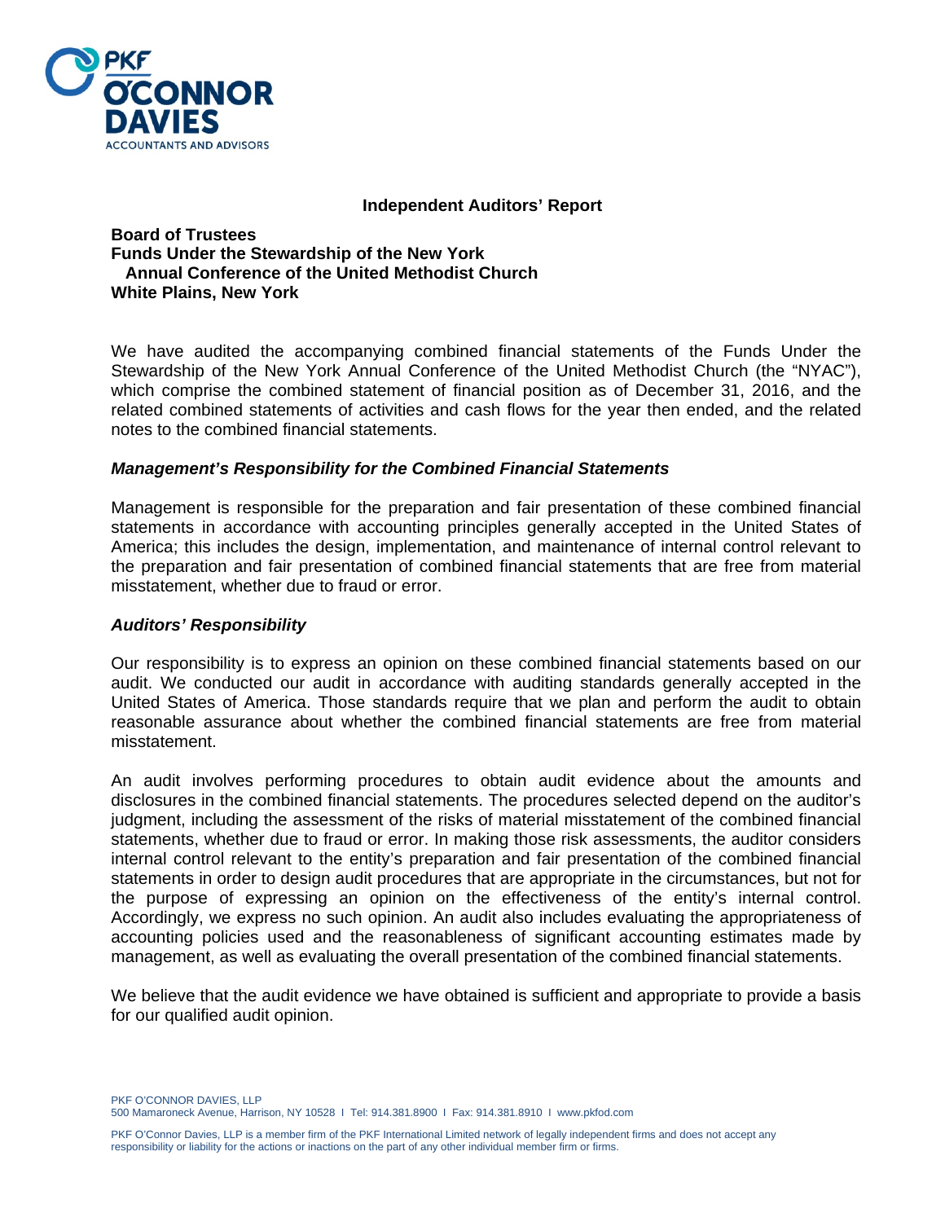PKF O'CONNOR DAVIES
ACCOUNTANTS AND ADVISORS

## Independent Auditors' Report

**Board of Trustees**
**Funds Under the Stewardship of the New York Annual Conference of the United Methodist Church**
**White Plains, New York**

We have audited the accompanying combined financial statements of the Funds Under the Stewardship of the New York Annual Conference of the United Methodist Church (the "NYAC"), which comprise the combined statement of financial position as of December 31, 2016, and the related combined statements of activities and cash flows for the year then ended, and the related notes to the combined financial statements.

### *Management's Responsibility for the Combined Financial Statements*

Management is responsible for the preparation and fair presentation of these combined financial statements in accordance with accounting principles generally accepted in the United States of America; this includes the design, implementation, and maintenance of internal control relevant to the preparation and fair presentation of combined financial statements that are free from material misstatement, whether due to fraud or error.

### *Auditors' Responsibility*

Our responsibility is to express an opinion on these combined financial statements based on our audit. We conducted our audit in accordance with auditing standards generally accepted in the United States of America. Those standards require that we plan and perform the audit to obtain reasonable assurance about whether the combined financial statements are free from material misstatement.

An audit involves performing procedures to obtain audit evidence about the amounts and disclosures in the combined financial statements. The procedures selected depend on the auditor's judgment, including the assessment of the risks of material misstatement of the combined financial statements, whether due to fraud or error. In making those risk assessments, the auditor considers internal control relevant to the entity's preparation and fair presentation of the combined financial statements in order to design audit procedures that are appropriate in the circumstances, but not for the purpose of expressing an opinion on the effectiveness of the entity's internal control. Accordingly, we express no such opinion. An audit also includes evaluating the appropriateness of accounting policies used and the reasonableness of significant accounting estimates made by management, as well as evaluating the overall presentation of the combined financial statements.

We believe that the audit evidence we have obtained is sufficient and appropriate to provide a basis for our qualified audit opinion.

PKF O'CONNOR DAVIES, LLP
500 Mamaroneck Avenue, Harrison, NY 10528 I Tel: 914.381.8900 I Fax: 914.381.8910 I www.pkfod.com

PKF O'Connor Davies, LLP is a member firm of the PKF International Limited network of legally independent firms and does not accept any responsibility or liability for the actions or inactions on the part of any other individual member firm or firms.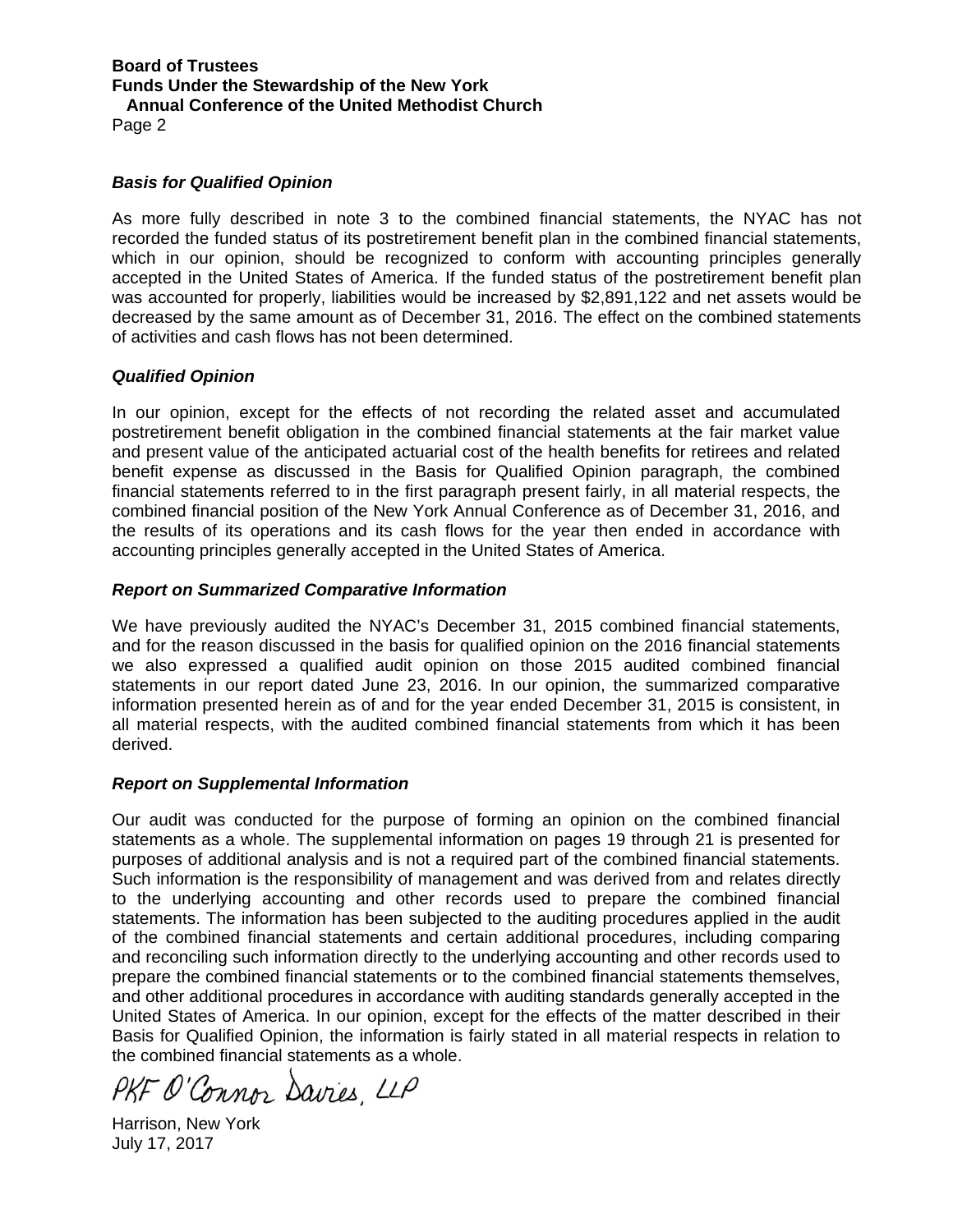Board of Trustees
Funds Under the Stewardship of the New York
Annual Conference of the United Methodist Church

### *Basis for Qualified Opinion*

As more fully described in note 3 to the combined financial statements, the NYAC has not recorded the funded status of its postretirement benefit plan in the combined financial statements, which in our opinion, should be recognized to conform with accounting principles generally accepted in the United States of America. If the funded status of the postretirement benefit plan was accounted for properly, liabilities would be increased by $2,891,122 and net assets would be decreased by the same amount as of December 31, 2016. The effect on the combined statements of activities and cash flows has not been determined.

### *Qualified Opinion*

In our opinion, except for the effects of not recording the related asset and accumulated postretirement benefit obligation in the combined financial statements at the fair market value and present value of the anticipated actuarial cost of the health benefits for retirees and related benefit expense as discussed in the Basis for Qualified Opinion paragraph, the combined financial statements referred to in the first paragraph present fairly, in all material respects, the combined financial position of the New York Annual Conference as of December 31, 2016, and the results of its operations and its cash flows for the year then ended in accordance with accounting principles generally accepted in the United States of America.

### *Report on Summarized Comparative Information*

We have previously audited the NYAC's December 31, 2015 combined financial statements, and for the reason discussed in the basis for qualified opinion on the 2016 financial statements we also expressed a qualified audit opinion on those 2015 audited combined financial statements in our report dated June 23, 2016. In our opinion, the summarized comparative information presented herein as of and for the year ended December 31, 2015 is consistent, in all material respects, with the audited combined financial statements from which it has been derived.

### *Report on Supplemental Information*

Our audit was conducted for the purpose of forming an opinion on the combined financial statements as a whole. The supplemental information on pages 19 through 21 is presented for purposes of additional analysis and is not a required part of the combined financial statements. Such information is the responsibility of management and was derived from and relates directly to the underlying accounting and other records used to prepare the combined financial statements. The information has been subjected to the auditing procedures applied in the audit of the combined financial statements and certain additional procedures, including comparing and reconciling such information directly to the underlying accounting and other records used to prepare the combined financial statements or to the combined financial statements themselves, and other additional procedures in accordance with auditing standards generally accepted in the United States of America. In our opinion, except for the effects of the matter described in their Basis for Qualified Opinion, the information is fairly stated in all material respects in relation to the combined financial statements as a whole.

PKF O'Connor Davies, LLP

Harrison, New York
July 17, 2017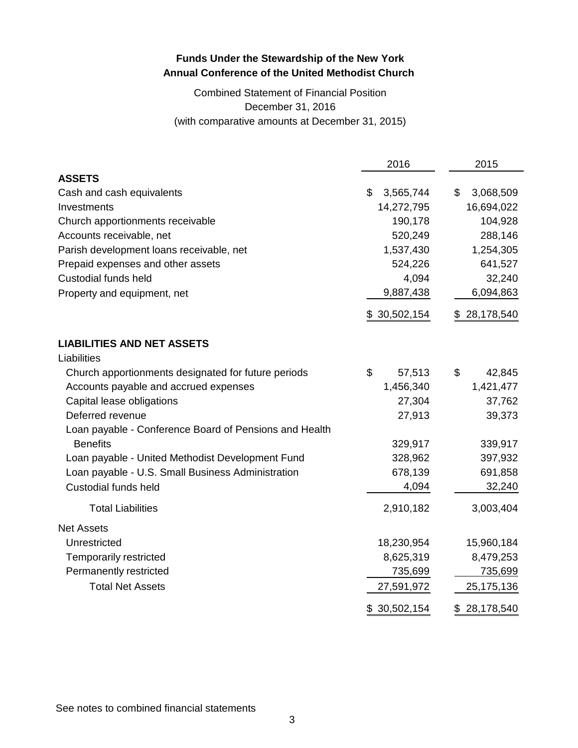# Funds Under the Stewardship of the New York Annual Conference of the United Methodist Church

Combined Statement of Financial Position
December 31, 2016
(with comparative amounts at December 31, 2015)

| | 2016 | 2015 |
|---|---|---|
| **ASSETS** | | |
| Cash and cash equivalents | $ 3,565,744 | $ 3,068,509 |
| Investments | 14,272,795 | 16,694,022 |
| Church apportionments receivable | 190,178 | 104,928 |
| Accounts receivable, net | 520,249 | 288,146 |
| Parish development loans receivable, net | 1,537,430 | 1,254,305 |
| Prepaid expenses and other assets | 524,226 | 641,527 |
| Custodial funds held | 4,094 | 32,240 |
| Property and equipment, net | 9,887,438 | 6,094,863 |
| | $ 30,502,154 | $ 28,178,540 |
| **LIABILITIES AND NET ASSETS** | | |
| Liabilities | | |
| Church apportionments designated for future periods | $ 57,513 | $ 42,845 |
| Accounts payable and accrued expenses | 1,456,340 | 1,421,477 |
| Capital lease obligations | 27,304 | 37,762 |
| Deferred revenue | 27,913 | 39,373 |
| Loan payable - Conference Board of Pensions and Health Benefits | 329,917 | 339,917 |
| Loan payable - United Methodist Development Fund | 328,962 | 397,932 |
| Loan payable - U.S. Small Business Administration | 678,139 | 691,858 |
| Custodial funds held | 4,094 | 32,240 |
| Total Liabilities | 2,910,182 | 3,003,404 |
| Net Assets | | |
| Unrestricted | 18,230,954 | 15,960,184 |
| Temporarily restricted | 8,625,319 | 8,479,253 |
| Permanently restricted | 735,699 | 735,699 |
| Total Net Assets | 27,591,972 | 25,175,136 |
| | $ 30,502,154 | $ 28,178,540 |

See notes to combined financial statements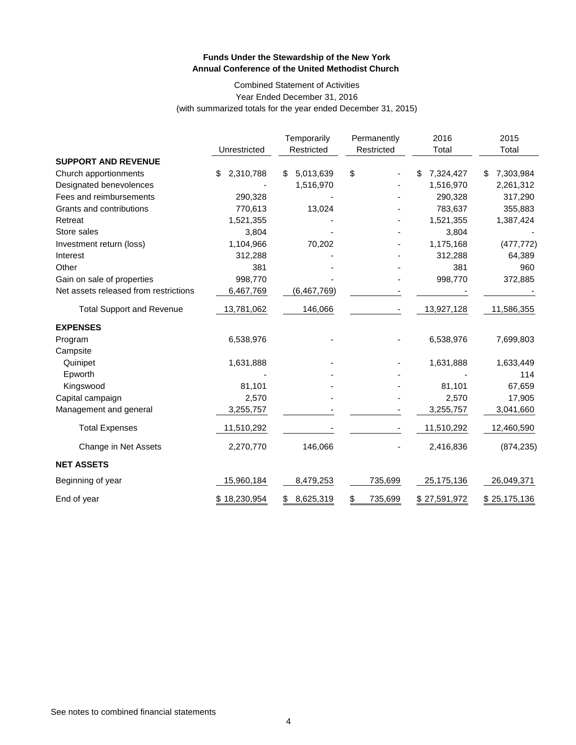**Funds Under the Stewardship of the New York Annual Conference of the United Methodist Church**

Combined Statement of Activities
Year Ended December 31, 2016
(with summarized totals for the year ended December 31, 2015)

| | Unrestricted | Temporarily Restricted | Permanently Restricted | 2016 Total | 2015 Total |
|---|---|---|---|---|---|
| **SUPPORT AND REVENUE** | | | | | |
| Church apportionments | $ 2,310,788 | $ 5,013,639 | $ - | $ 7,324,427 | $ 7,303,984 |
| Designated benevolences | - | 1,516,970 | - | 1,516,970 | 2,261,312 |
| Fees and reimbursements | 290,328 | - | - | 290,328 | 317,290 |
| Grants and contributions | 770,613 | 13,024 | - | 783,637 | 355,883 |
| Retreat | 1,521,355 | - | - | 1,521,355 | 1,387,424 |
| Store sales | 3,804 | - | - | 3,804 | - |
| Investment return (loss) | 1,104,966 | 70,202 | - | 1,175,168 | (477,772) |
| Interest | 312,288 | - | - | 312,288 | 64,389 |
| Other | 381 | - | - | 381 | 960 |
| Gain on sale of properties | 998,770 | - | - | 998,770 | 372,885 |
| Net assets released from restrictions | 6,467,769 | (6,467,769) | - | - | - |
| Total Support and Revenue | 13,781,062 | 146,066 | - | 13,927,128 | 11,586,355 |
| **EXPENSES** | | | | | |
| Program | 6,538,976 | - | - | 6,538,976 | 7,699,803 |
| Campsite | | | | | |
| Quinipet | 1,631,888 | - | - | 1,631,888 | 1,633,449 |
| Epworth | - | - | - | - | 114 |
| Kingswood | 81,101 | - | - | 81,101 | 67,659 |
| Capital campaign | 2,570 | - | - | 2,570 | 17,905 |
| Management and general | 3,255,757 | - | - | 3,255,757 | 3,041,660 |
| Total Expenses | 11,510,292 | - | - | 11,510,292 | 12,460,590 |
| Change in Net Assets | 2,270,770 | 146,066 | - | 2,416,836 | (874,235) |
| **NET ASSETS** | | | | | |
| Beginning of year | 15,960,184 | 8,479,253 | 735,699 | 25,175,136 | 26,049,371 |
| End of year | $ 18,230,954 | $ 8,625,319 | $ 735,699 | $ 27,591,972 | $ 25,175,136 |

See notes to combined financial statements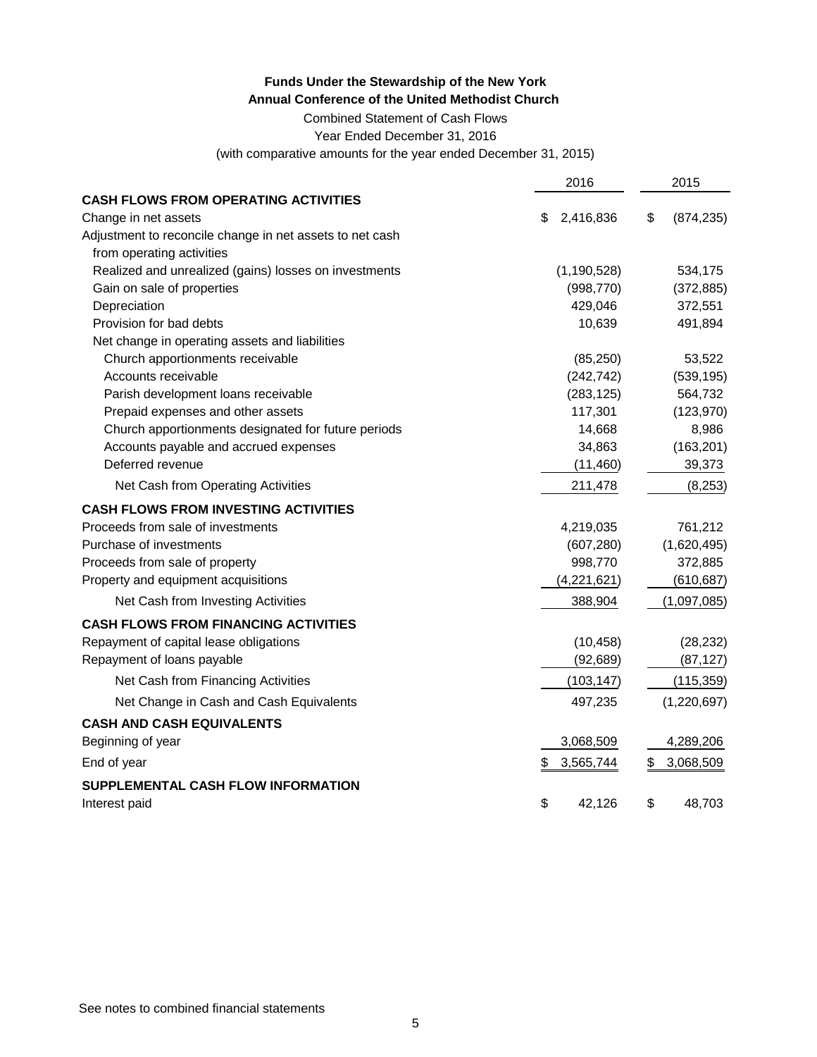**Funds Under the Stewardship of the New York**
**Annual Conference of the United Methodist Church**

Combined Statement of Cash Flows

Year Ended December 31, 2016

(with comparative amounts for the year ended December 31, 2015)

| | 2016 | 2015 |
|---|---|---|
| **CASH FLOWS FROM OPERATING ACTIVITIES** | | |
| Change in net assets | $ 2,416,836 | $ (874,235) |
| Adjustment to reconcile change in net assets to net cash from operating activities | | |
| Realized and unrealized (gains) losses on investments | (1,190,528) | 534,175 |
| Gain on sale of properties | (998,770) | (372,885) |
| Depreciation | 429,046 | 372,551 |
| Provision for bad debts | 10,639 | 491,894 |
| Net change in operating assets and liabilities | | |
| Church apportionments receivable | (85,250) | 53,522 |
| Accounts receivable | (242,742) | (539,195) |
| Parish development loans receivable | (283,125) | 564,732 |
| Prepaid expenses and other assets | 117,301 | (123,970) |
| Church apportionments designated for future periods | 14,668 | 8,986 |
| Accounts payable and accrued expenses | 34,863 | (163,201) |
| Deferred revenue | (11,460) | 39,373 |
| Net Cash from Operating Activities | 211,478 | (8,253) |
| **CASH FLOWS FROM INVESTING ACTIVITIES** | | |
| Proceeds from sale of investments | 4,219,035 | 761,212 |
| Purchase of investments | (607,280) | (1,620,495) |
| Proceeds from sale of property | 998,770 | 372,885 |
| Property and equipment acquisitions | (4,221,621) | (610,687) |
| Net Cash from Investing Activities | 388,904 | (1,097,085) |
| **CASH FLOWS FROM FINANCING ACTIVITIES** | | |
| Repayment of capital lease obligations | (10,458) | (28,232) |
| Repayment of loans payable | (92,689) | (87,127) |
| Net Cash from Financing Activities | (103,147) | (115,359) |
| Net Change in Cash and Cash Equivalents | 497,235 | (1,220,697) |
| **CASH AND CASH EQUIVALENTS** | | |
| Beginning of year | 3,068,509 | 4,289,206 |
| End of year | $ 3,565,744 | $ 3,068,509 |
| **SUPPLEMENTAL CASH FLOW INFORMATION** | | |
| Interest paid | $ 42,126 | $ 48,703 |

See notes to combined financial statements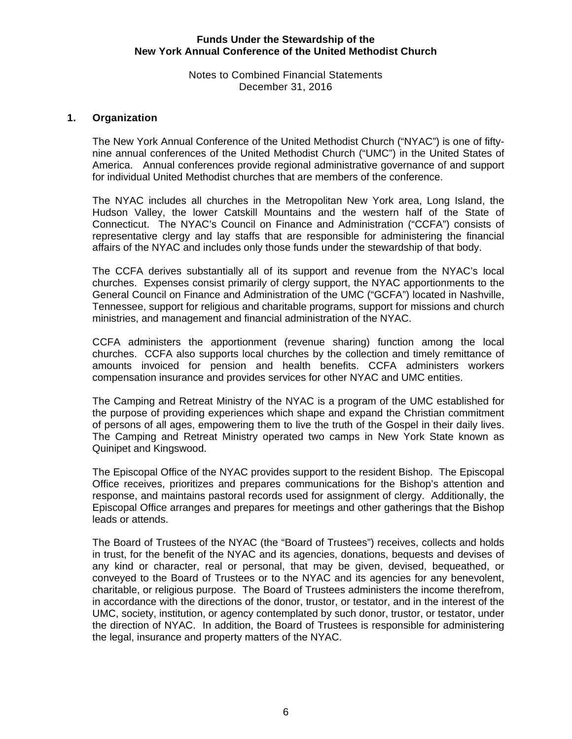# Funds Under the Stewardship of the New York Annual Conference of the United Methodist Church

Notes to Combined Financial Statements
December 31, 2016

## 1. Organization

The New York Annual Conference of the United Methodist Church ("NYAC") is one of fifty-nine annual conferences of the United Methodist Church ("UMC") in the United States of America. Annual conferences provide regional administrative governance of and support for individual United Methodist churches that are members of the conference.

The NYAC includes all churches in the Metropolitan New York area, Long Island, the Hudson Valley, the lower Catskill Mountains and the western half of the State of Connecticut. The NYAC's Council on Finance and Administration ("CCFA") consists of representative clergy and lay staffs that are responsible for administering the financial affairs of the NYAC and includes only those funds under the stewardship of that body.

The CCFA derives substantially all of its support and revenue from the NYAC's local churches. Expenses consist primarily of clergy support, the NYAC apportionments to the General Council on Finance and Administration of the UMC ("GCFA") located in Nashville, Tennessee, support for religious and charitable programs, support for missions and church ministries, and management and financial administration of the NYAC.

CCFA administers the apportionment (revenue sharing) function among the local churches. CCFA also supports local churches by the collection and timely remittance of amounts invoiced for pension and health benefits. CCFA administers workers compensation insurance and provides services for other NYAC and UMC entities.

The Camping and Retreat Ministry of the NYAC is a program of the UMC established for the purpose of providing experiences which shape and expand the Christian commitment of persons of all ages, empowering them to live the truth of the Gospel in their daily lives. The Camping and Retreat Ministry operated two camps in New York State known as Quinipet and Kingswood.

The Episcopal Office of the NYAC provides support to the resident Bishop. The Episcopal Office receives, prioritizes and prepares communications for the Bishop's attention and response, and maintains pastoral records used for assignment of clergy. Additionally, the Episcopal Office arranges and prepares for meetings and other gatherings that the Bishop leads or attends.

The Board of Trustees of the NYAC (the "Board of Trustees") receives, collects and holds in trust, for the benefit of the NYAC and its agencies, donations, bequests and devises of any kind or character, real or personal, that may be given, devised, bequeathed, or conveyed to the Board of Trustees or to the NYAC and its agencies for any benevolent, charitable, or religious purpose. The Board of Trustees administers the income therefrom, in accordance with the directions of the donor, trustor, or testator, and in the interest of the UMC, society, institution, or agency contemplated by such donor, trustor, or testator, under the direction of NYAC. In addition, the Board of Trustees is responsible for administering the legal, insurance and property matters of the NYAC.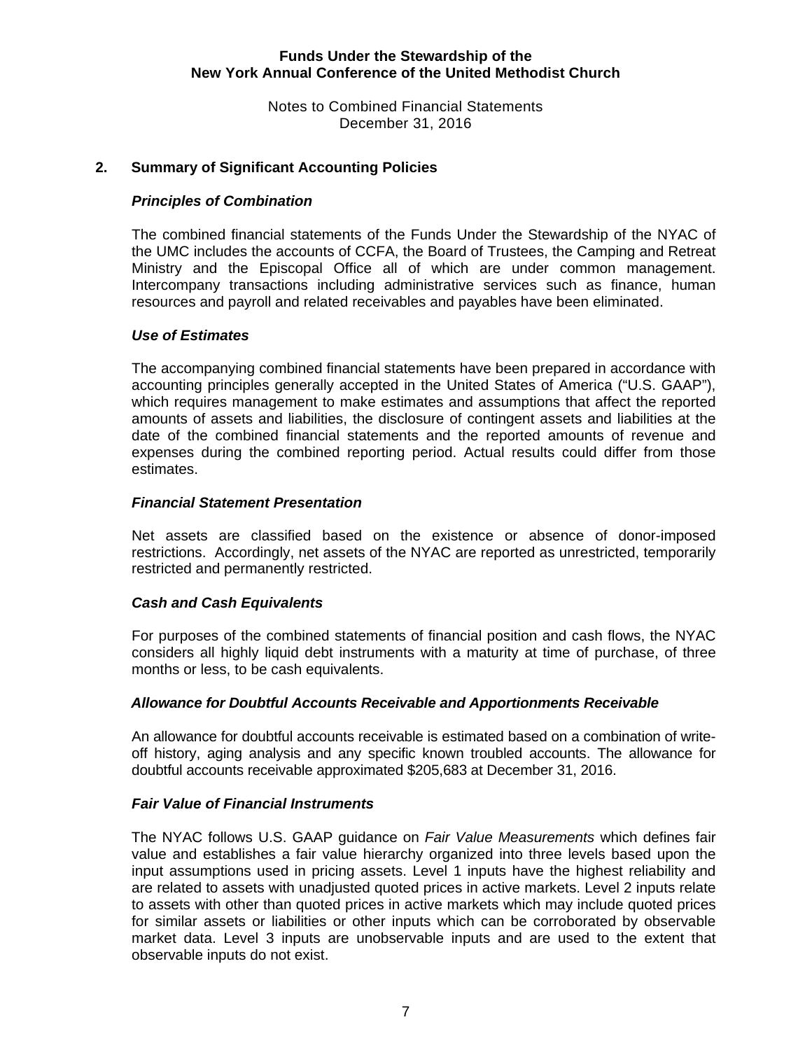## 2. Summary of Significant Accounting Policies

### *Principles of Combination*

The combined financial statements of the Funds Under the Stewardship of the NYAC of the UMC includes the accounts of CCFA, the Board of Trustees, the Camping and Retreat Ministry and the Episcopal Office all of which are under common management. Intercompany transactions including administrative services such as finance, human resources and payroll and related receivables and payables have been eliminated.

### *Use of Estimates*

The accompanying combined financial statements have been prepared in accordance with accounting principles generally accepted in the United States of America ("U.S. GAAP"), which requires management to make estimates and assumptions that affect the reported amounts of assets and liabilities, the disclosure of contingent assets and liabilities at the date of the combined financial statements and the reported amounts of revenue and expenses during the combined reporting period. Actual results could differ from those estimates.

### *Financial Statement Presentation*

Net assets are classified based on the existence or absence of donor-imposed restrictions. Accordingly, net assets of the NYAC are reported as unrestricted, temporarily restricted and permanently restricted.

### *Cash and Cash Equivalents*

For purposes of the combined statements of financial position and cash flows, the NYAC considers all highly liquid debt instruments with a maturity at time of purchase, of three months or less, to be cash equivalents.

### *Allowance for Doubtful Accounts Receivable and Apportionments Receivable*

An allowance for doubtful accounts receivable is estimated based on a combination of write-off history, aging analysis and any specific known troubled accounts. The allowance for doubtful accounts receivable approximated $205,683 at December 31, 2016.

### *Fair Value of Financial Instruments*

The NYAC follows U.S. GAAP guidance on *Fair Value Measurements* which defines fair value and establishes a fair value hierarchy organized into three levels based upon the input assumptions used in pricing assets. Level 1 inputs have the highest reliability and are related to assets with unadjusted quoted prices in active markets. Level 2 inputs relate to assets with other than quoted prices in active markets which may include quoted prices for similar assets or liabilities or other inputs which can be corroborated by observable market data. Level 3 inputs are unobservable inputs and are used to the extent that observable inputs do not exist.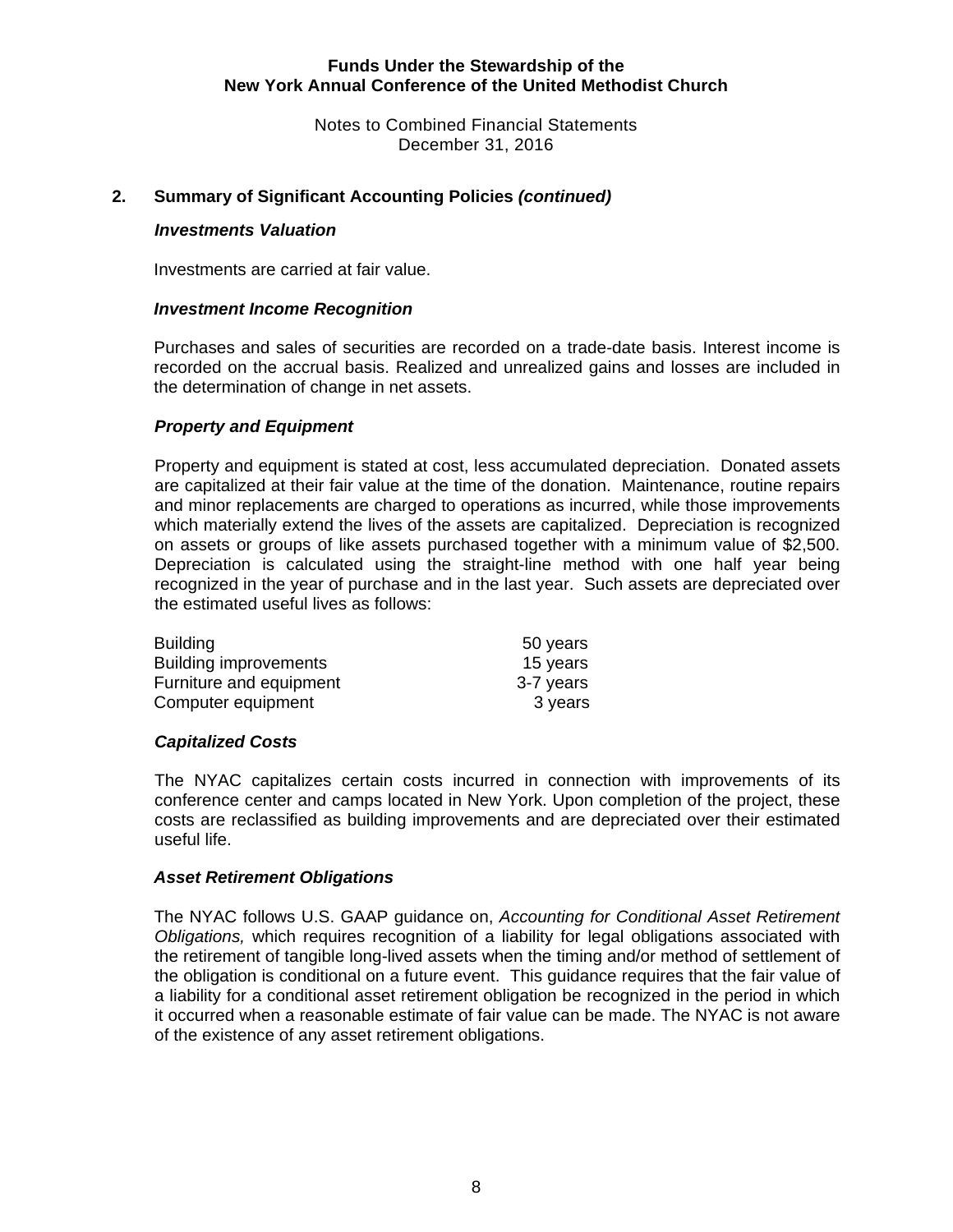## 2. Summary of Significant Accounting Policies *(continued)*

### *Investments Valuation*

Investments are carried at fair value.

### *Investment Income Recognition*

Purchases and sales of securities are recorded on a trade-date basis. Interest income is recorded on the accrual basis. Realized and unrealized gains and losses are included in the determination of change in net assets.

### *Property and Equipment*

Property and equipment is stated at cost, less accumulated depreciation. Donated assets are capitalized at their fair value at the time of the donation. Maintenance, routine repairs and minor replacements are charged to operations as incurred, while those improvements which materially extend the lives of the assets are capitalized. Depreciation is recognized on assets or groups of like assets purchased together with a minimum value of $2,500. Depreciation is calculated using the straight-line method with one half year being recognized in the year of purchase and in the last year. Such assets are depreciated over the estimated useful lives as follows:

| | |
|---|---|
| Building | 50 years |
| Building improvements | 15 years |
| Furniture and equipment | 3-7 years |
| Computer equipment | 3 years |

### *Capitalized Costs*

The NYAC capitalizes certain costs incurred in connection with improvements of its conference center and camps located in New York. Upon completion of the project, these costs are reclassified as building improvements and are depreciated over their estimated useful life.

### *Asset Retirement Obligations*

The NYAC follows U.S. GAAP guidance on, *Accounting for Conditional Asset Retirement Obligations,* which requires recognition of a liability for legal obligations associated with the retirement of tangible long-lived assets when the timing and/or method of settlement of the obligation is conditional on a future event. This guidance requires that the fair value of a liability for a conditional asset retirement obligation be recognized in the period in which it occurred when a reasonable estimate of fair value can be made. The NYAC is not aware of the existence of any asset retirement obligations.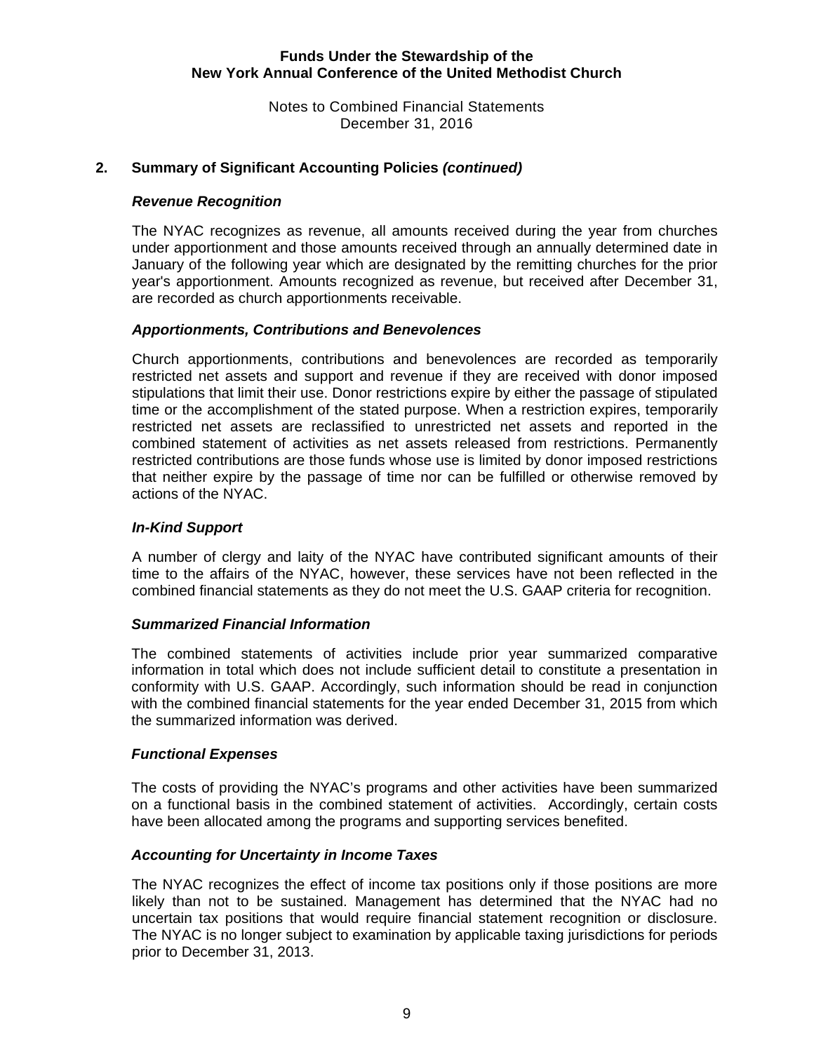## 2. Summary of Significant Accounting Policies *(continued)*

### *Revenue Recognition*

The NYAC recognizes as revenue, all amounts received during the year from churches under apportionment and those amounts received through an annually determined date in January of the following year which are designated by the remitting churches for the prior year's apportionment. Amounts recognized as revenue, but received after December 31, are recorded as church apportionments receivable.

### *Apportionments, Contributions and Benevolences*

Church apportionments, contributions and benevolences are recorded as temporarily restricted net assets and support and revenue if they are received with donor imposed stipulations that limit their use. Donor restrictions expire by either the passage of stipulated time or the accomplishment of the stated purpose. When a restriction expires, temporarily restricted net assets are reclassified to unrestricted net assets and reported in the combined statement of activities as net assets released from restrictions. Permanently restricted contributions are those funds whose use is limited by donor imposed restrictions that neither expire by the passage of time nor can be fulfilled or otherwise removed by actions of the NYAC.

### *In-Kind Support*

A number of clergy and laity of the NYAC have contributed significant amounts of their time to the affairs of the NYAC, however, these services have not been reflected in the combined financial statements as they do not meet the U.S. GAAP criteria for recognition.

### *Summarized Financial Information*

The combined statements of activities include prior year summarized comparative information in total which does not include sufficient detail to constitute a presentation in conformity with U.S. GAAP. Accordingly, such information should be read in conjunction with the combined financial statements for the year ended December 31, 2015 from which the summarized information was derived.

### *Functional Expenses*

The costs of providing the NYAC's programs and other activities have been summarized on a functional basis in the combined statement of activities. Accordingly, certain costs have been allocated among the programs and supporting services benefited.

### *Accounting for Uncertainty in Income Taxes*

The NYAC recognizes the effect of income tax positions only if those positions are more likely than not to be sustained. Management has determined that the NYAC had no uncertain tax positions that would require financial statement recognition or disclosure. The NYAC is no longer subject to examination by applicable taxing jurisdictions for periods prior to December 31, 2013.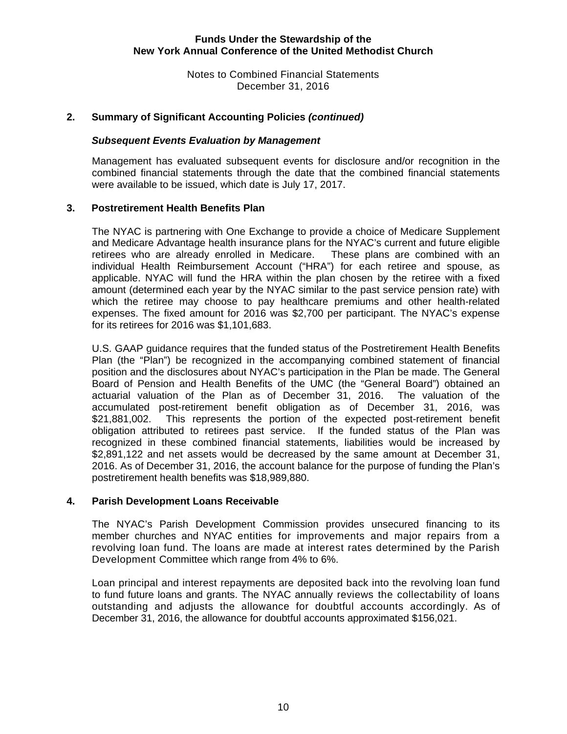## 2. Summary of Significant Accounting Policies *(continued)*

### *Subsequent Events Evaluation by Management*

Management has evaluated subsequent events for disclosure and/or recognition in the combined financial statements through the date that the combined financial statements were available to be issued, which date is July 17, 2017.

## 3. Postretirement Health Benefits Plan

The NYAC is partnering with One Exchange to provide a choice of Medicare Supplement and Medicare Advantage health insurance plans for the NYAC's current and future eligible retirees who are already enrolled in Medicare. These plans are combined with an individual Health Reimbursement Account ("HRA") for each retiree and spouse, as applicable. NYAC will fund the HRA within the plan chosen by the retiree with a fixed amount (determined each year by the NYAC similar to the past service pension rate) with which the retiree may choose to pay healthcare premiums and other health-related expenses. The fixed amount for 2016 was $2,700 per participant. The NYAC's expense for its retirees for 2016 was $1,101,683.

U.S. GAAP guidance requires that the funded status of the Postretirement Health Benefits Plan (the "Plan") be recognized in the accompanying combined statement of financial position and the disclosures about NYAC's participation in the Plan be made. The General Board of Pension and Health Benefits of the UMC (the "General Board") obtained an actuarial valuation of the Plan as of December 31, 2016. The valuation of the accumulated post-retirement benefit obligation as of December 31, 2016, was $21,881,002. This represents the portion of the expected post-retirement benefit obligation attributed to retirees past service. If the funded status of the Plan was recognized in these combined financial statements, liabilities would be increased by $2,891,122 and net assets would be decreased by the same amount at December 31, 2016. As of December 31, 2016, the account balance for the purpose of funding the Plan's postretirement health benefits was $18,989,880.

## 4. Parish Development Loans Receivable

The NYAC's Parish Development Commission provides unsecured financing to its member churches and NYAC entities for improvements and major repairs from a revolving loan fund. The loans are made at interest rates determined by the Parish Development Committee which range from 4% to 6%.

Loan principal and interest repayments are deposited back into the revolving loan fund to fund future loans and grants. The NYAC annually reviews the collectability of loans outstanding and adjusts the allowance for doubtful accounts accordingly. As of December 31, 2016, the allowance for doubtful accounts approximated $156,021.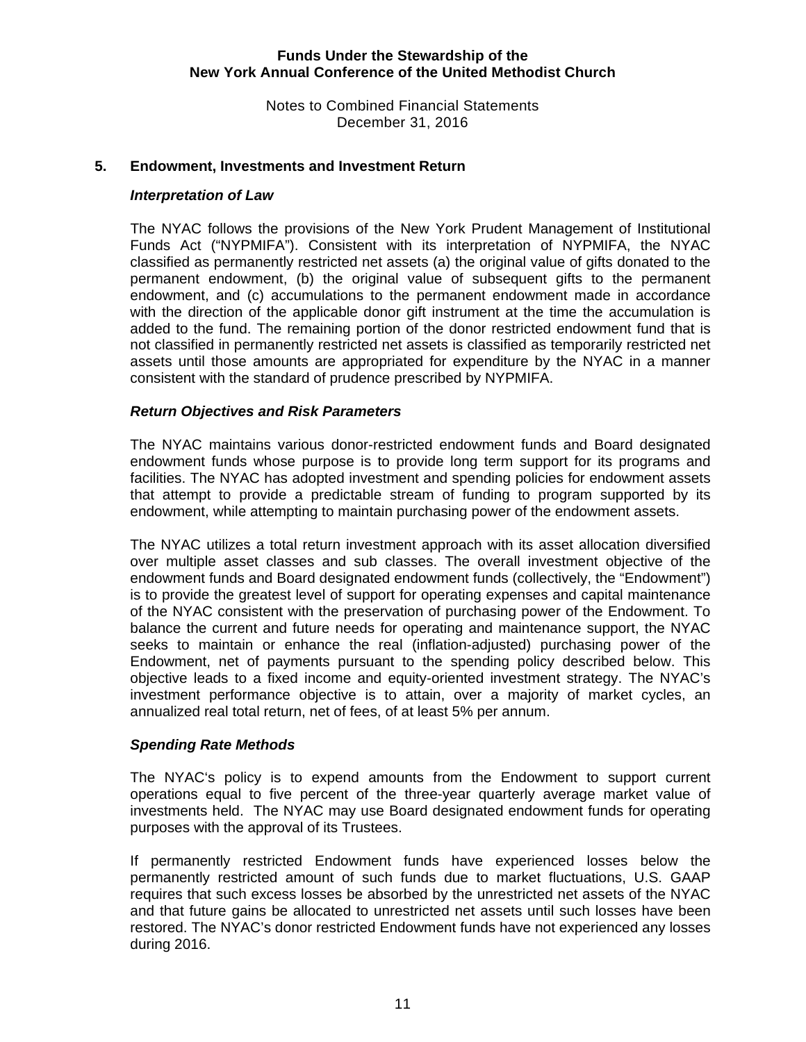## 5. Endowment, Investments and Investment Return

### *Interpretation of Law*

The NYAC follows the provisions of the New York Prudent Management of Institutional Funds Act ("NYPMIFA"). Consistent with its interpretation of NYPMIFA, the NYAC classified as permanently restricted net assets (a) the original value of gifts donated to the permanent endowment, (b) the original value of subsequent gifts to the permanent endowment, and (c) accumulations to the permanent endowment made in accordance with the direction of the applicable donor gift instrument at the time the accumulation is added to the fund. The remaining portion of the donor restricted endowment fund that is not classified in permanently restricted net assets is classified as temporarily restricted net assets until those amounts are appropriated for expenditure by the NYAC in a manner consistent with the standard of prudence prescribed by NYPMIFA.

### *Return Objectives and Risk Parameters*

The NYAC maintains various donor-restricted endowment funds and Board designated endowment funds whose purpose is to provide long term support for its programs and facilities. The NYAC has adopted investment and spending policies for endowment assets that attempt to provide a predictable stream of funding to program supported by its endowment, while attempting to maintain purchasing power of the endowment assets.

The NYAC utilizes a total return investment approach with its asset allocation diversified over multiple asset classes and sub classes. The overall investment objective of the endowment funds and Board designated endowment funds (collectively, the "Endowment") is to provide the greatest level of support for operating expenses and capital maintenance of the NYAC consistent with the preservation of purchasing power of the Endowment. To balance the current and future needs for operating and maintenance support, the NYAC seeks to maintain or enhance the real (inflation-adjusted) purchasing power of the Endowment, net of payments pursuant to the spending policy described below. This objective leads to a fixed income and equity-oriented investment strategy. The NYAC's investment performance objective is to attain, over a majority of market cycles, an annualized real total return, net of fees, of at least 5% per annum.

### *Spending Rate Methods*

The NYAC's policy is to expend amounts from the Endowment to support current operations equal to five percent of the three-year quarterly average market value of investments held. The NYAC may use Board designated endowment funds for operating purposes with the approval of its Trustees.

If permanently restricted Endowment funds have experienced losses below the permanently restricted amount of such funds due to market fluctuations, U.S. GAAP requires that such excess losses be absorbed by the unrestricted net assets of the NYAC and that future gains be allocated to unrestricted net assets until such losses have been restored. The NYAC's donor restricted Endowment funds have not experienced any losses during 2016.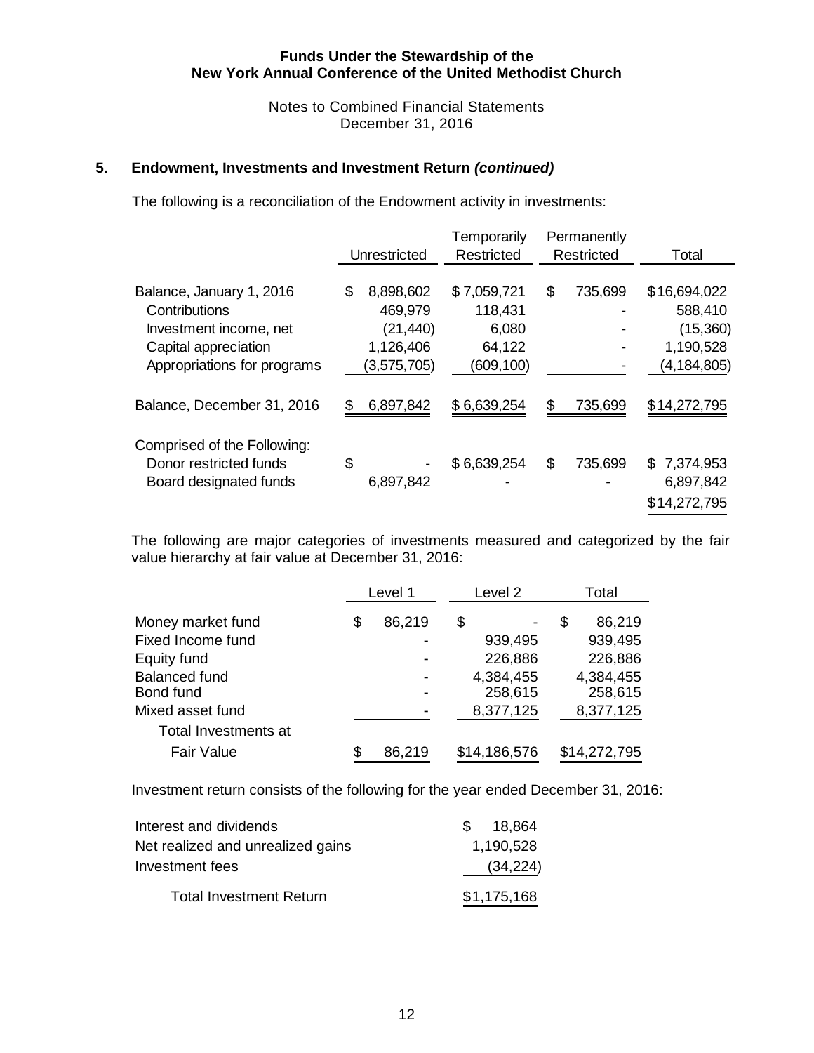## Funds Under the Stewardship of the New York Annual Conference of the United Methodist Church

Notes to Combined Financial Statements
December 31, 2016

### 5. Endowment, Investments and Investment Return *(continued)*

The following is a reconciliation of the Endowment activity in investments:

| | Unrestricted | Temporarily Restricted | Permanently Restricted | Total |
|---|---|---|---|---|
| Balance, January 1, 2016 | $ 8,898,602 | $ 7,059,721 | $ 735,699 | $ 16,694,022 |
| Contributions | 469,979 | 118,431 | - | 588,410 |
| Investment income, net | (21,440) | 6,080 | - | (15,360) |
| Capital appreciation | 1,126,406 | 64,122 | - | 1,190,528 |
| Appropriations for programs | (3,575,705) | (609,100) | - | (4,184,805) |
| Balance, December 31, 2016 | $ 6,897,842 | $ 6,639,254 | $ 735,699 | $ 14,272,795 |
| Comprised of the Following: | | | | |
| Donor restricted funds | $ - | $ 6,639,254 | $ 735,699 | $ 7,374,953 |
| Board designated funds | 6,897,842 | - | - | 6,897,842 |
| | | | | $ 14,272,795 |

The following are major categories of investments measured and categorized by the fair value hierarchy at fair value at December 31, 2016:

| | Level 1 | Level 2 | Total |
|---|---|---|---|
| Money market fund | $ 86,219 | $ - | $ 86,219 |
| Fixed Income fund | - | 939,495 | 939,495 |
| Equity fund | - | 226,886 | 226,886 |
| Balanced fund | - | 4,384,455 | 4,384,455 |
| Bond fund | - | 258,615 | 258,615 |
| Mixed asset fund | - | 8,377,125 | 8,377,125 |
| Total Investments at Fair Value | $ 86,219 | $ 14,186,576 | $ 14,272,795 |

Investment return consists of the following for the year ended December 31, 2016:

| | |
|---|---|
| Interest and dividends | $ 18,864 |
| Net realized and unrealized gains | 1,190,528 |
| Investment fees | (34,224) |
| Total Investment Return | $ 1,175,168 |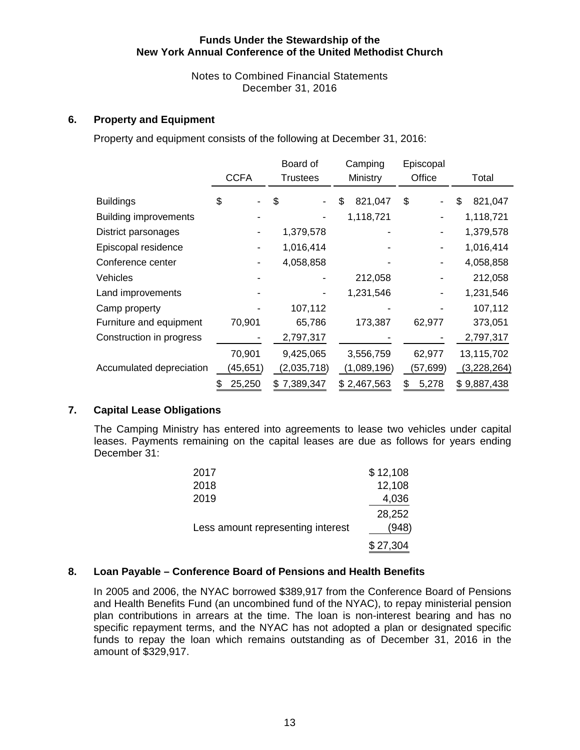Funds Under the Stewardship of the New York Annual Conference of the United Methodist Church

Notes to Combined Financial Statements
December 31, 2016

## 6. Property and Equipment

Property and equipment consists of the following at December 31, 2016:

| | CCFA | Board of Trustees | Camping Ministry | Episcopal Office | Total |
|---|---|---|---|---|---|
| Buildings | $ - | $ - | $ 821,047 | $ - | $ 821,047 |
| Building improvements | - | - | 1,118,721 | - | 1,118,721 |
| District parsonages | - | 1,379,578 | - | - | 1,379,578 |
| Episcopal residence | - | 1,016,414 | - | - | 1,016,414 |
| Conference center | - | 4,058,858 | - | - | 4,058,858 |
| Vehicles | - | - | 212,058 | - | 212,058 |
| Land improvements | - | - | 1,231,546 | - | 1,231,546 |
| Camp property | - | 107,112 | - | - | 107,112 |
| Furniture and equipment | 70,901 | 65,786 | 173,387 | 62,977 | 373,051 |
| Construction in progress | - | 2,797,317 | - | - | 2,797,317 |
| | 70,901 | 9,425,065 | 3,556,759 | 62,977 | 13,115,702 |
| Accumulated depreciation | (45,651) | (2,035,718) | (1,089,196) | (57,699) | (3,228,264) |
| | $ 25,250 | $ 7,389,347 | $ 2,467,563 | $ 5,278 | $ 9,887,438 |

## 7. Capital Lease Obligations

The Camping Ministry has entered into agreements to lease two vehicles under capital leases. Payments remaining on the capital leases are due as follows for years ending December 31:

| | |
|---|---|
| 2017 | $ 12,108 |
| 2018 | 12,108 |
| 2019 | 4,036 |
| | 28,252 |
| Less amount representing interest | (948) |
| | $ 27,304 |

## 8. Loan Payable – Conference Board of Pensions and Health Benefits

In 2005 and 2006, the NYAC borrowed $389,917 from the Conference Board of Pensions and Health Benefits Fund (an uncombined fund of the NYAC), to repay ministerial pension plan contributions in arrears at the time. The loan is non-interest bearing and has no specific repayment terms, and the NYAC has not adopted a plan or designated specific funds to repay the loan which remains outstanding as of December 31, 2016 in the amount of $329,917.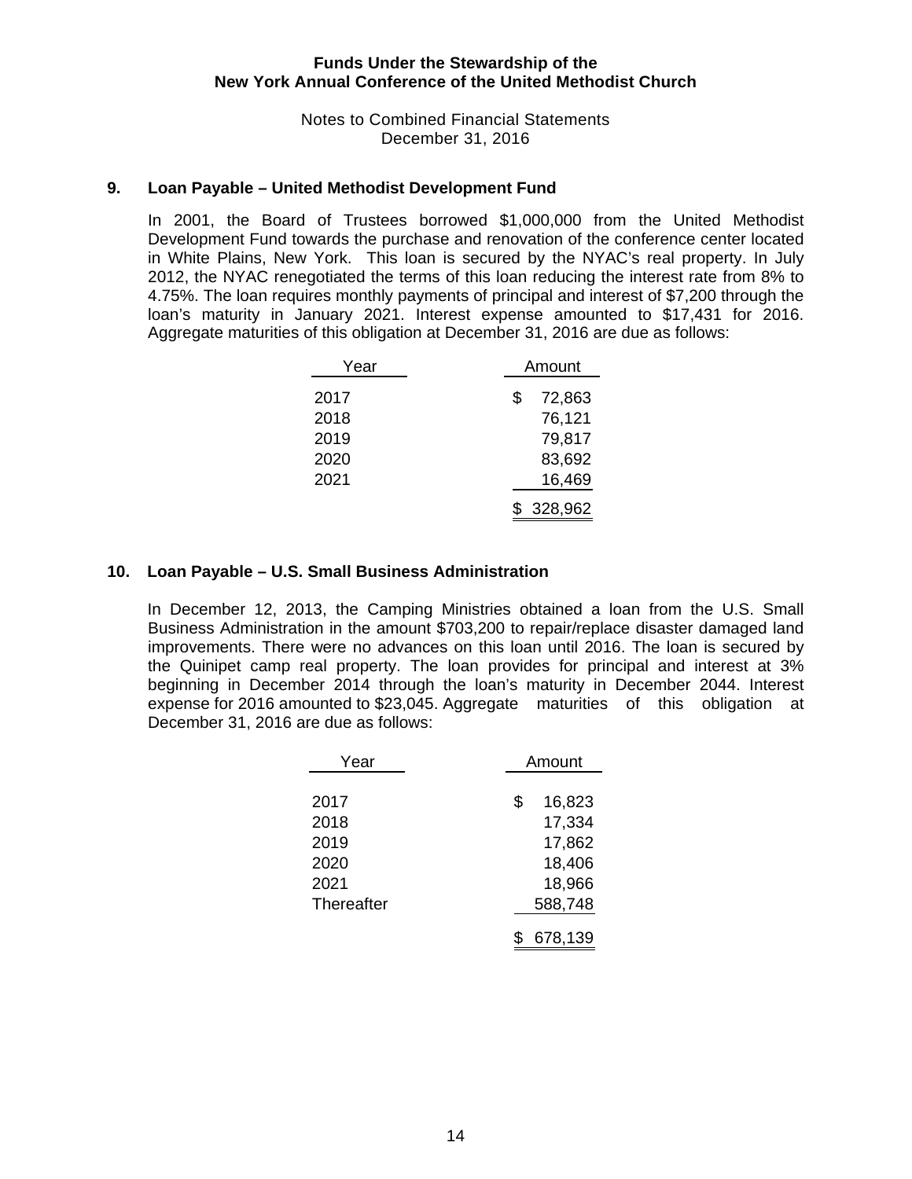## 9. Loan Payable – United Methodist Development Fund

In 2001, the Board of Trustees borrowed $1,000,000 from the United Methodist Development Fund towards the purchase and renovation of the conference center located in White Plains, New York. This loan is secured by the NYAC's real property. In July 2012, the NYAC renegotiated the terms of this loan reducing the interest rate from 8% to 4.75%. The loan requires monthly payments of principal and interest of $7,200 through the loan's maturity in January 2021. Interest expense amounted to $17,431 for 2016. Aggregate maturities of this obligation at December 31, 2016 are due as follows:

| Year | Amount |
|---|---|
| 2017 | $ 72,863 |
| 2018 | 76,121 |
| 2019 | 79,817 |
| 2020 | 83,692 |
| 2021 | 16,469 |
| | $ 328,962 |

## 10. Loan Payable – U.S. Small Business Administration

In December 12, 2013, the Camping Ministries obtained a loan from the U.S. Small Business Administration in the amount $703,200 to repair/replace disaster damaged land improvements. There were no advances on this loan until 2016. The loan is secured by the Quinipet camp real property. The loan provides for principal and interest at 3% beginning in December 2014 through the loan's maturity in December 2044. Interest expense for 2016 amounted to $23,045. Aggregate maturities of this obligation at December 31, 2016 are due as follows:

| Year | Amount |
|---|---|
| 2017 | $ 16,823 |
| 2018 | 17,334 |
| 2019 | 17,862 |
| 2020 | 18,406 |
| 2021 | 18,966 |
| Thereafter | 588,748 |
| | $ 678,139 |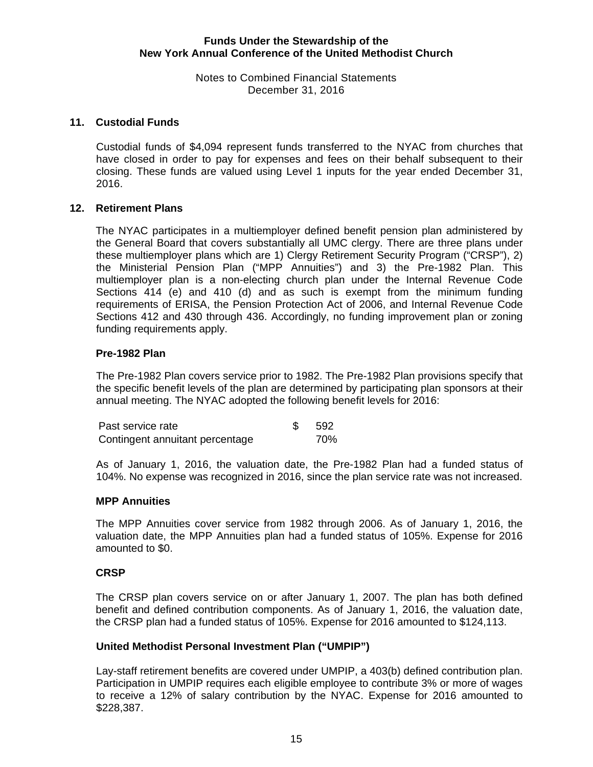## 11. Custodial Funds

Custodial funds of $4,094 represent funds transferred to the NYAC from churches that have closed in order to pay for expenses and fees on their behalf subsequent to their closing. These funds are valued using Level 1 inputs for the year ended December 31, 2016.

## 12. Retirement Plans

The NYAC participates in a multiemployer defined benefit pension plan administered by the General Board that covers substantially all UMC clergy. There are three plans under these multiemployer plans which are 1) Clergy Retirement Security Program ("CRSP"), 2) the Ministerial Pension Plan ("MPP Annuities") and 3) the Pre-1982 Plan. This multiemployer plan is a non-electing church plan under the Internal Revenue Code Sections 414 (e) and 410 (d) and as such is exempt from the minimum funding requirements of ERISA, the Pension Protection Act of 2006, and Internal Revenue Code Sections 412 and 430 through 436. Accordingly, no funding improvement plan or zoning funding requirements apply.

### Pre-1982 Plan

The Pre-1982 Plan covers service prior to 1982. The Pre-1982 Plan provisions specify that the specific benefit levels of the plan are determined by participating plan sponsors at their annual meeting. The NYAC adopted the following benefit levels for 2016:

| | |
|---|---|
| Past service rate | $ 592 |
| Contingent annuitant percentage | 70% |

As of January 1, 2016, the valuation date, the Pre-1982 Plan had a funded status of 104%. No expense was recognized in 2016, since the plan service rate was not increased.

### MPP Annuities

The MPP Annuities cover service from 1982 through 2006. As of January 1, 2016, the valuation date, the MPP Annuities plan had a funded status of 105%. Expense for 2016 amounted to $0.

### CRSP

The CRSP plan covers service on or after January 1, 2007. The plan has both defined benefit and defined contribution components. As of January 1, 2016, the valuation date, the CRSP plan had a funded status of 105%. Expense for 2016 amounted to $124,113.

### United Methodist Personal Investment Plan ("UMPIP")

Lay-staff retirement benefits are covered under UMPIP, a 403(b) defined contribution plan. Participation in UMPIP requires each eligible employee to contribute 3% or more of wages to receive a 12% of salary contribution by the NYAC. Expense for 2016 amounted to $228,387.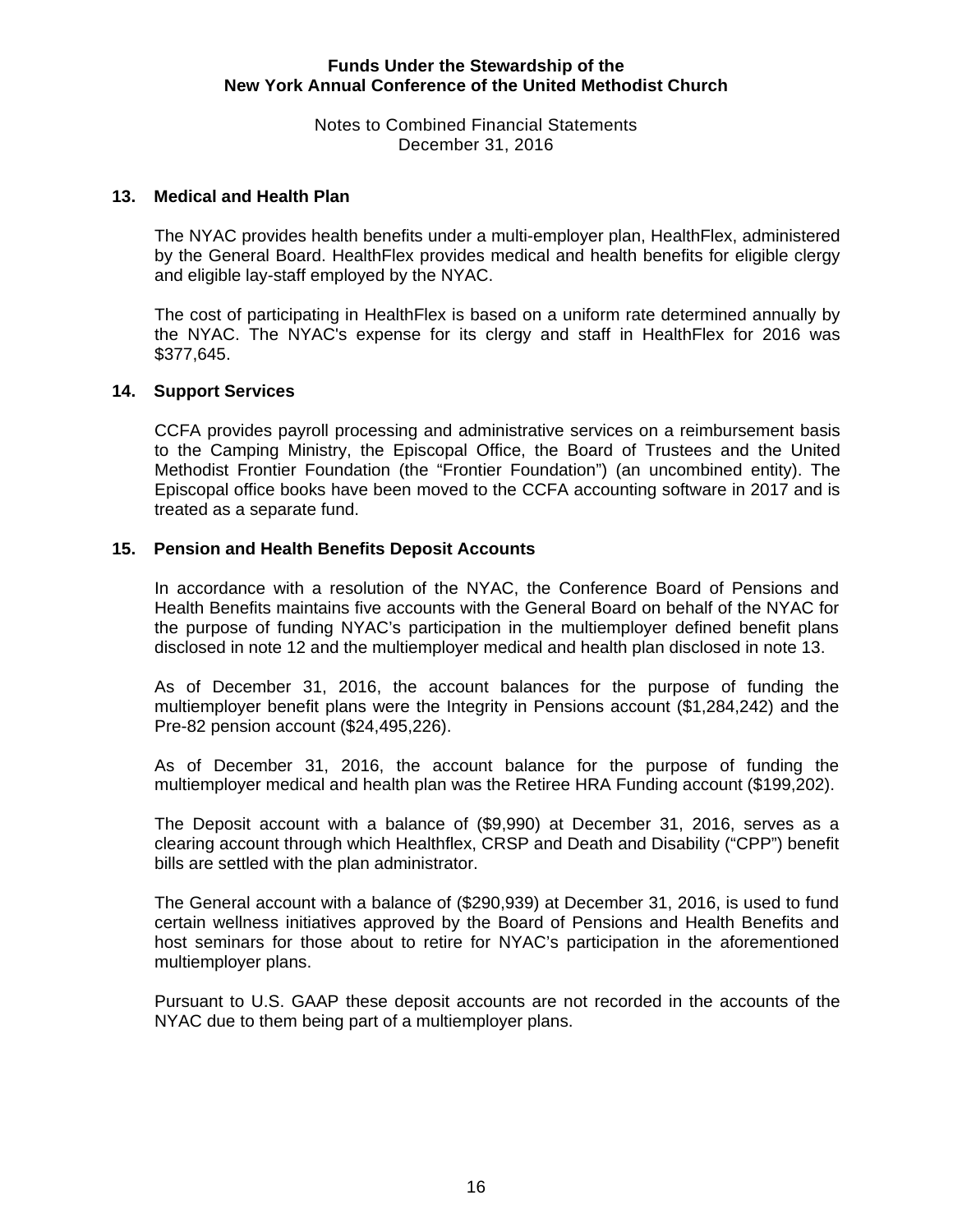## 13. Medical and Health Plan

The NYAC provides health benefits under a multi-employer plan, HealthFlex, administered by the General Board. HealthFlex provides medical and health benefits for eligible clergy and eligible lay-staff employed by the NYAC.

The cost of participating in HealthFlex is based on a uniform rate determined annually by the NYAC. The NYAC's expense for its clergy and staff in HealthFlex for 2016 was $377,645.

## 14. Support Services

CCFA provides payroll processing and administrative services on a reimbursement basis to the Camping Ministry, the Episcopal Office, the Board of Trustees and the United Methodist Frontier Foundation (the “Frontier Foundation”) (an uncombined entity). The Episcopal office books have been moved to the CCFA accounting software in 2017 and is treated as a separate fund.

## 15. Pension and Health Benefits Deposit Accounts

In accordance with a resolution of the NYAC, the Conference Board of Pensions and Health Benefits maintains five accounts with the General Board on behalf of the NYAC for the purpose of funding NYAC’s participation in the multiemployer defined benefit plans disclosed in note 12 and the multiemployer medical and health plan disclosed in note 13.

As of December 31, 2016, the account balances for the purpose of funding the multiemployer benefit plans were the Integrity in Pensions account ($1,284,242) and the Pre-82 pension account ($24,495,226).

As of December 31, 2016, the account balance for the purpose of funding the multiemployer medical and health plan was the Retiree HRA Funding account ($199,202).

The Deposit account with a balance of ($9,990) at December 31, 2016, serves as a clearing account through which Healthflex, CRSP and Death and Disability (“CPP”) benefit bills are settled with the plan administrator.

The General account with a balance of ($290,939) at December 31, 2016, is used to fund certain wellness initiatives approved by the Board of Pensions and Health Benefits and host seminars for those about to retire for NYAC’s participation in the aforementioned multiemployer plans.

Pursuant to U.S. GAAP these deposit accounts are not recorded in the accounts of the NYAC due to them being part of a multiemployer plans.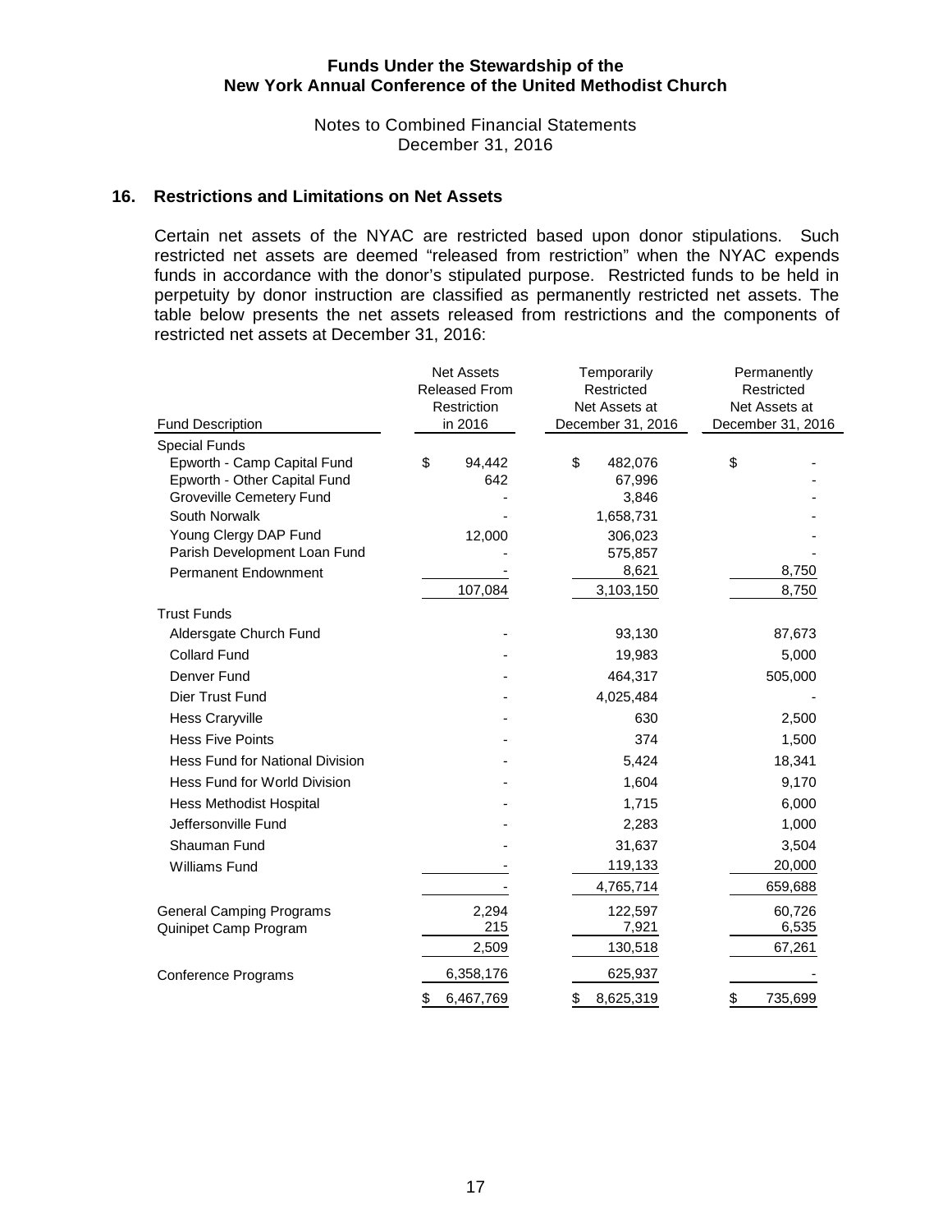## 16. Restrictions and Limitations on Net Assets

Certain net assets of the NYAC are restricted based upon donor stipulations. Such restricted net assets are deemed "released from restriction" when the NYAC expends funds in accordance with the donor's stipulated purpose. Restricted funds to be held in perpetuity by donor instruction are classified as permanently restricted net assets. The table below presents the net assets released from restrictions and the components of restricted net assets at December 31, 2016:

| Fund Description | Net Assets Released From Restriction in 2016 | Temporarily Restricted Net Assets at December 31, 2016 | Permanently Restricted Net Assets at December 31, 2016 |
|---|---|---|---|
| Special Funds | | | |
| Epworth - Camp Capital Fund | $ 94,442 | $ 482,076 | $ - |
| Epworth - Other Capital Fund | 642 | 67,996 | - |
| Groveville Cemetery Fund | - | 3,846 | - |
| South Norwalk | - | 1,658,731 | - |
| Young Clergy DAP Fund | 12,000 | 306,023 | - |
| Parish Development Loan Fund | - | 575,857 | - |
| Permanent Endownment | - | 8,621 | 8,750 |
| | 107,084 | 3,103,150 | 8,750 |
| Trust Funds | | | |
| Aldersgate Church Fund | - | 93,130 | 87,673 |
| Collard Fund | - | 19,983 | 5,000 |
| Denver Fund | - | 464,317 | 505,000 |
| Dier Trust Fund | - | 4,025,484 | - |
| Hess Craryville | - | 630 | 2,500 |
| Hess Five Points | - | 374 | 1,500 |
| Hess Fund for National Division | - | 5,424 | 18,341 |
| Hess Fund for World Division | - | 1,604 | 9,170 |
| Hess Methodist Hospital | - | 1,715 | 6,000 |
| Jeffersonville Fund | - | 2,283 | 1,000 |
| Shauman Fund | - | 31,637 | 3,504 |
| Williams Fund | - | 119,133 | 20,000 |
| | - | 4,765,714 | 659,688 |
| General Camping Programs | 2,294 | 122,597 | 60,726 |
| Quinipet Camp Program | 215 | 7,921 | 6,535 |
| | 2,509 | 130,518 | 67,261 |
| Conference Programs | 6,358,176 | 625,937 | - |
| | $ 6,467,769 | $ 8,625,319 | $ 735,699 |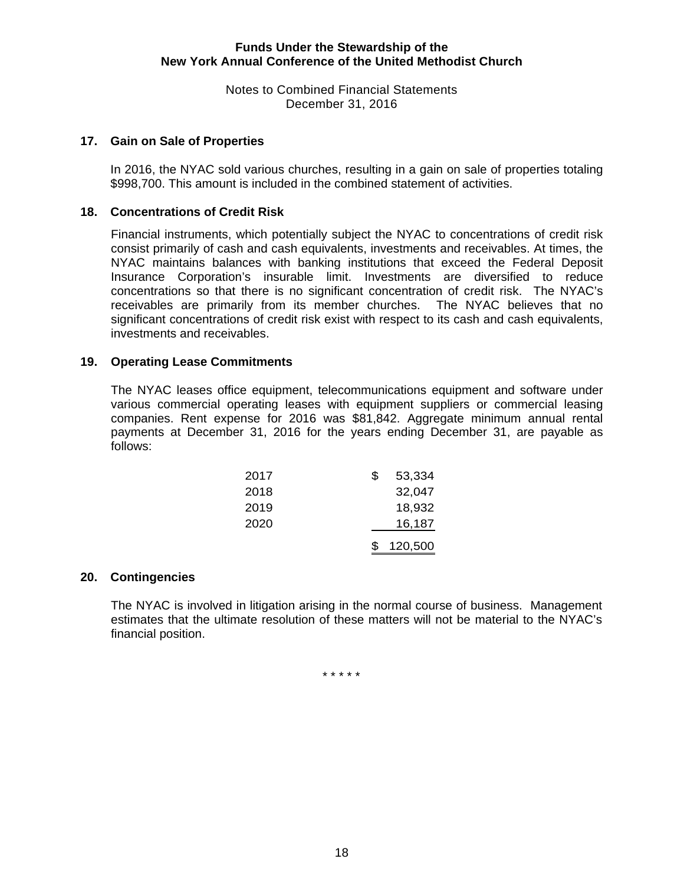## 17. Gain on Sale of Properties

In 2016, the NYAC sold various churches, resulting in a gain on sale of properties totaling $998,700. This amount is included in the combined statement of activities.

## 18. Concentrations of Credit Risk

Financial instruments, which potentially subject the NYAC to concentrations of credit risk consist primarily of cash and cash equivalents, investments and receivables. At times, the NYAC maintains balances with banking institutions that exceed the Federal Deposit Insurance Corporation's insurable limit. Investments are diversified to reduce concentrations so that there is no significant concentration of credit risk. The NYAC's receivables are primarily from its member churches. The NYAC believes that no significant concentrations of credit risk exist with respect to its cash and cash equivalents, investments and receivables.

## 19. Operating Lease Commitments

The NYAC leases office equipment, telecommunications equipment and software under various commercial operating leases with equipment suppliers or commercial leasing companies. Rent expense for 2016 was $81,842. Aggregate minimum annual rental payments at December 31, 2016 for the years ending December 31, are payable as follows:

| Year | Amount |
|---|---|
| 2017 | $ 53,334 |
| 2018 | 32,047 |
| 2019 | 18,932 |
| 2020 | 16,187 |
| | $ 120,500 |

## 20. Contingencies

The NYAC is involved in litigation arising in the normal course of business. Management estimates that the ultimate resolution of these matters will not be material to the NYAC's financial position.

* * * * *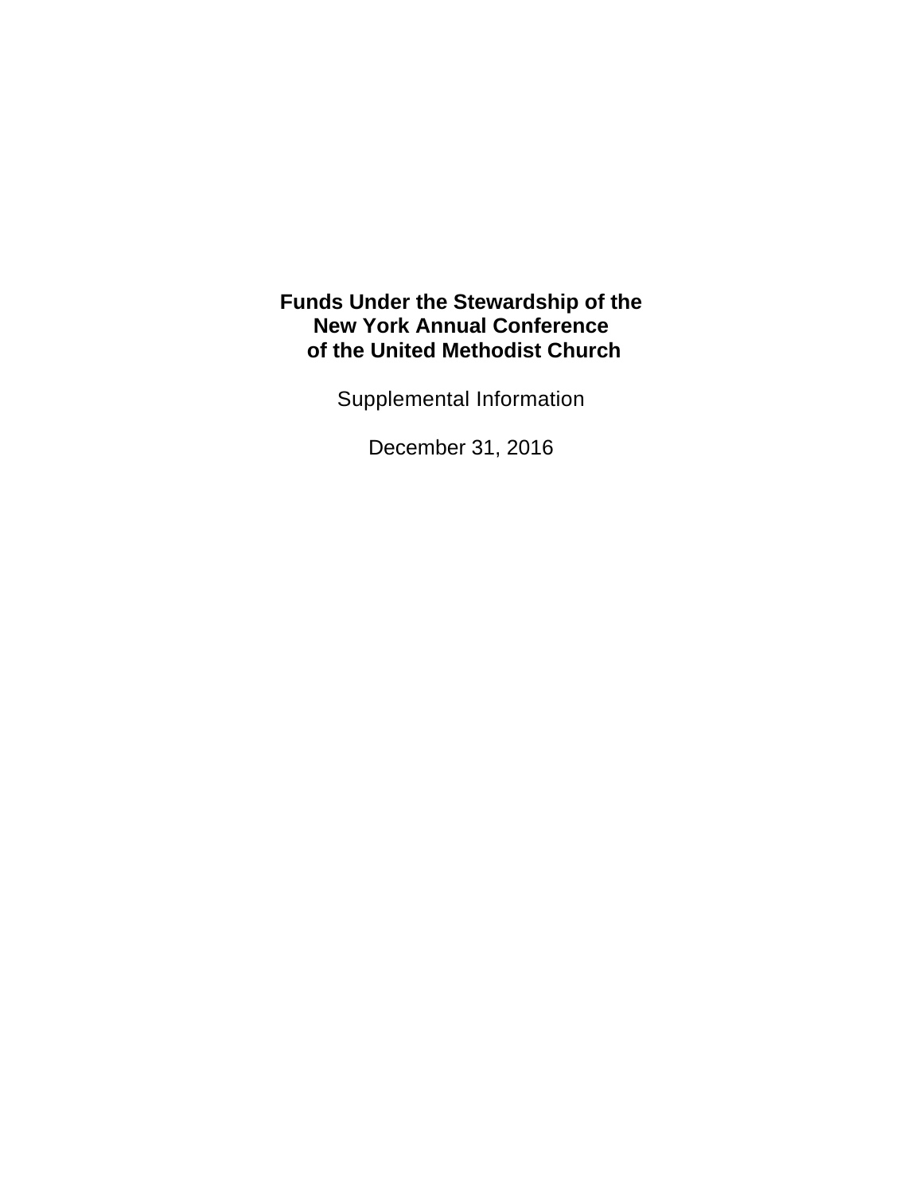**Funds Under the Stewardship of the New York Annual Conference of the United Methodist Church**

Supplemental Information

December 31, 2016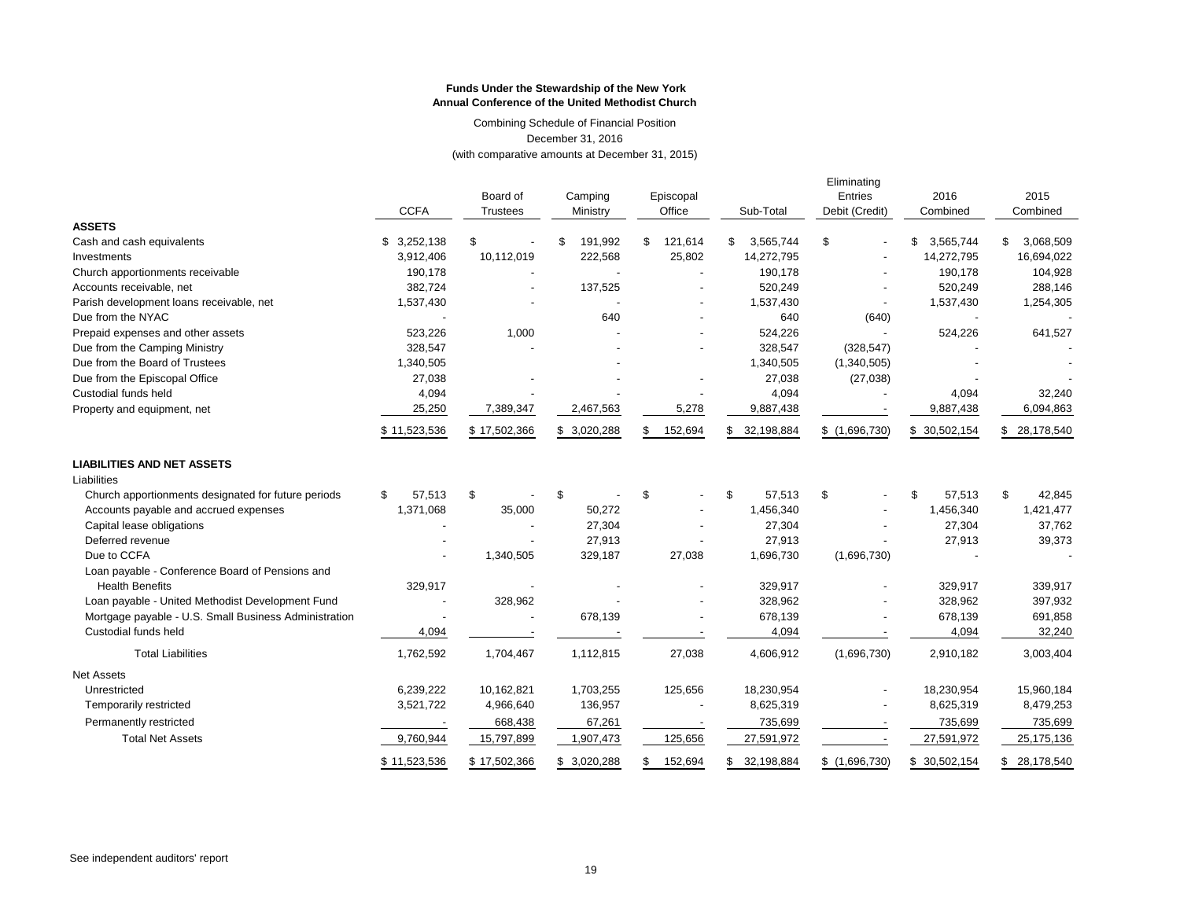**Funds Under the Stewardship of the New York Annual Conference of the United Methodist Church**

Combining Schedule of Financial Position
December 31, 2016
(with comparative amounts at December 31, 2015)

| | CCFA | Board of Trustees | Camping Ministry | Episcopal Office | Sub-Total | Eliminating Entries Debit (Credit) | 2016 Combined | 2015 Combined |
|---|---|---|---|---|---|---|---|---|
| **ASSETS** | | | | | | | | |
| Cash and cash equivalents | $ 3,252,138 | $ - | $ 191,992 | $ 121,614 | $ 3,565,744 | $ - | $ 3,565,744 | $ 3,068,509 |
| Investments | 3,912,406 | 10,112,019 | 222,568 | 25,802 | 14,272,795 | - | 14,272,795 | 16,694,022 |
| Church apportionments receivable | 190,178 | - | - | - | 190,178 | - | 190,178 | 104,928 |
| Accounts receivable, net | 382,724 | - | 137,525 | - | 520,249 | - | 520,249 | 288,146 |
| Parish development loans receivable, net | 1,537,430 | - | - | - | 1,537,430 | - | 1,537,430 | 1,254,305 |
| Due from the NYAC | - | | 640 | - | 640 | (640) | - | - |
| Prepaid expenses and other assets | 523,226 | 1,000 | - | - | 524,226 | - | 524,226 | 641,527 |
| Due from the Camping Ministry | 328,547 | - | - | - | 328,547 | (328,547) | - | - |
| Due from the Board of Trustees | 1,340,505 | | - | - | 1,340,505 | (1,340,505) | - | - |
| Due from the Episcopal Office | 27,038 | - | - | - | 27,038 | (27,038) | - | - |
| Custodial funds held | 4,094 | - | - | - | 4,094 | - | 4,094 | 32,240 |
| Property and equipment, net | 25,250 | 7,389,347 | 2,467,563 | 5,278 | 9,887,438 | - | 9,887,438 | 6,094,863 |
| | $ 11,523,536 | $ 17,502,366 | $ 3,020,288 | $ 152,694 | $ 32,198,884 | $ (1,696,730) | $ 30,502,154 | $ 28,178,540 |
| **LIABILITIES AND NET ASSETS** | | | | | | | | |
| Liabilities | | | | | | | | |
| Church apportionments designated for future periods | $ 57,513 | $ - | $ - | $ - | $ 57,513 | $ - | $ 57,513 | $ 42,845 |
| Accounts payable and accrued expenses | 1,371,068 | 35,000 | 50,272 | - | 1,456,340 | - | 1,456,340 | 1,421,477 |
| Capital lease obligations | - | - | 27,304 | - | 27,304 | - | 27,304 | 37,762 |
| Deferred revenue | - | - | 27,913 | - | 27,913 | - | 27,913 | 39,373 |
| Due to CCFA | - | 1,340,505 | 329,187 | 27,038 | 1,696,730 | (1,696,730) | - | - |
| Loan payable - Conference Board of Pensions and Health Benefits | 329,917 | - | - | - | 329,917 | - | 329,917 | 339,917 |
| Loan payable - United Methodist Development Fund | - | 328,962 | - | - | 328,962 | - | 328,962 | 397,932 |
| Mortgage payable - U.S. Small Business Administration | - | - | 678,139 | - | 678,139 | - | 678,139 | 691,858 |
| Custodial funds held | 4,094 | - | - | - | 4,094 | - | 4,094 | 32,240 |
| Total Liabilities | 1,762,592 | 1,704,467 | 1,112,815 | 27,038 | 4,606,912 | (1,696,730) | 2,910,182 | 3,003,404 |
| Net Assets | | | | | | | | |
| Unrestricted | 6,239,222 | 10,162,821 | 1,703,255 | 125,656 | 18,230,954 | - | 18,230,954 | 15,960,184 |
| Temporarily restricted | 3,521,722 | 4,966,640 | 136,957 | - | 8,625,319 | - | 8,625,319 | 8,479,253 |
| Permanently restricted | - | 668,438 | 67,261 | - | 735,699 | - | 735,699 | 735,699 |
| Total Net Assets | 9,760,944 | 15,797,899 | 1,907,473 | 125,656 | 27,591,972 | - | 27,591,972 | 25,175,136 |
| | $ 11,523,536 | $ 17,502,366 | $ 3,020,288 | $ 152,694 | $ 32,198,884 | $ (1,696,730) | $ 30,502,154 | $ 28,178,540 |

See independent auditors' report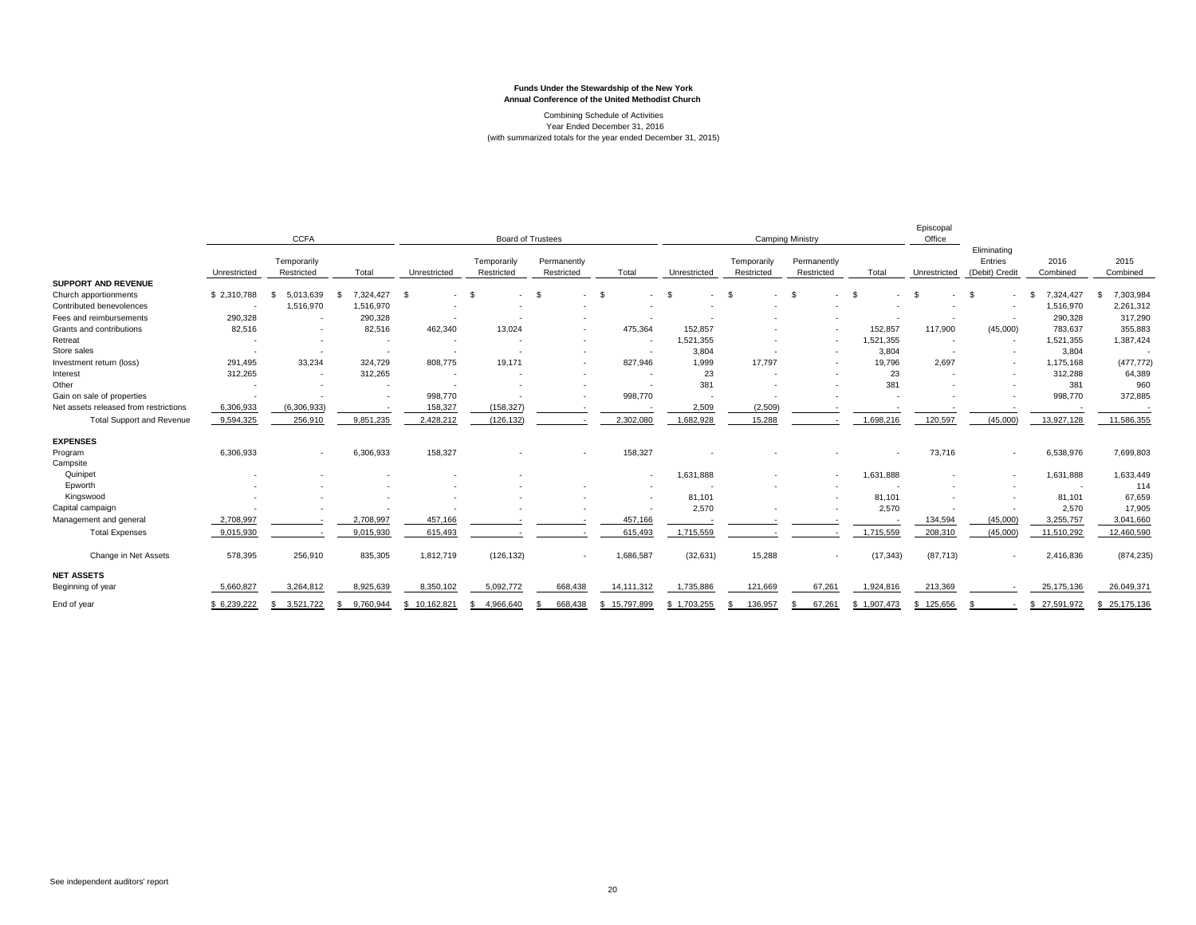**Funds Under the Stewardship of the New York Annual Conference of the United Methodist Church**

Combining Schedule of Activities
Year Ended December 31, 2016
(with summarized totals for the year ended December 31, 2015)

| | CCFA | | | Board of Trustees | | | | Camping Ministry | | | | Episcopal Office | | | |
|---|---|---|---|---|---|---|---|---|---|---|---|---|---|---|---|
| | Unrestricted | Temporarily Restricted | Total | Unrestricted | Temporarily Restricted | Permanently Restricted | Total | Unrestricted | Temporarily Restricted | Permanently Restricted | Total | Unrestricted | Eliminating Entries (Debit) Credit | 2016 Combined | 2015 Combined |
| **SUPPORT AND REVENUE** | | | | | | | | | | | | | | | |
| Church apportionments | $ 2,310,788 | $ 5,013,639 | $ 7,324,427 | $ - | $ - | $ - | $ - | $ - | $ - | $ - | $ - | $ - | $ - | $ 7,324,427 | $ 7,303,984 |
| Contributed benevolences | - | 1,516,970 | 1,516,970 | - | - | - | - | - | - | - | - | - | - | 1,516,970 | 2,261,312 |
| Fees and reimbursements | 290,328 | - | 290,328 | - | - | - | - | - | - | - | - | - | - | 290,328 | 317,290 |
| Grants and contributions | 82,516 | - | 82,516 | 462,340 | 13,024 | - | 475,364 | 152,857 | - | - | 152,857 | 117,900 | (45,000) | 783,637 | 355,883 |
| Retreat | - | - | - | - | - | - | - | 1,521,355 | - | - | 1,521,355 | - | - | 1,521,355 | 1,387,424 |
| Store sales | - | - | - | - | - | - | - | 3,804 | - | - | 3,804 | - | - | 3,804 | - |
| Investment return (loss) | 291,495 | 33,234 | 324,729 | 808,775 | 19,171 | - | 827,946 | 1,999 | 17,797 | - | 19,796 | 2,697 | - | 1,175,168 | (477,772) |
| Interest | 312,265 | - | 312,265 | - | - | - | - | 23 | - | - | 23 | - | - | 312,288 | 64,389 |
| Other | - | - | - | - | - | - | - | 381 | - | - | 381 | - | - | 381 | 960 |
| Gain on sale of properties | - | - | - | 998,770 | - | - | 998,770 | - | - | - | - | - | - | 998,770 | 372,885 |
| Net assets released from restrictions | 6,306,933 | (6,306,933) | - | 158,327 | (158,327) | - | - | 2,509 | (2,509) | - | - | - | - | - | - |
| Total Support and Revenue | 9,594,325 | 256,910 | 9,851,235 | 2,428,212 | (126,132) | - | 2,302,080 | 1,682,928 | 15,288 | - | 1,698,216 | 120,597 | (45,000) | 13,927,128 | 11,586,355 |
| **EXPENSES** | | | | | | | | | | | | | | | |
| Program | 6,306,933 | - | 6,306,933 | 158,327 | - | - | 158,327 | - | - | - | - | 73,716 | - | 6,538,976 | 7,699,803 |
| Campsite | | | | | | | | | | | | | | | |
| Quinipet | - | - | - | - | - | - | - | 1,631,888 | - | - | 1,631,888 | - | - | 1,631,888 | 1,633,449 |
| Epworth | - | - | - | - | - | - | - | - | - | - | - | - | - | - | 114 |
| Kingswood | - | - | - | - | - | - | - | 81,101 | - | - | 81,101 | - | - | 81,101 | 67,659 |
| Capital campaign | - | - | - | - | - | - | - | 2,570 | - | - | 2,570 | - | - | 2,570 | 17,905 |
| Management and general | 2,708,997 | - | 2,708,997 | 457,166 | - | - | 457,166 | - | - | - | - | 134,594 | (45,000) | 3,255,757 | 3,041,660 |
| Total Expenses | 9,015,930 | - | 9,015,930 | 615,493 | - | - | 615,493 | 1,715,559 | - | - | 1,715,559 | 208,310 | (45,000) | 11,510,292 | 12,460,590 |
| Change in Net Assets | 578,395 | 256,910 | 835,305 | 1,812,719 | (126,132) | - | 1,686,587 | (32,631) | 15,288 | - | (17,343) | (87,713) | - | 2,416,836 | (874,235) |
| **NET ASSETS** | | | | | | | | | | | | | | | |
| Beginning of year | 5,660,827 | 3,264,812 | 8,925,639 | 8,350,102 | 5,092,772 | 668,438 | 14,111,312 | 1,735,886 | 121,669 | 67,261 | 1,924,816 | 213,369 | - | 25,175,136 | 26,049,371 |
| End of year | $ 6,239,222 | $ 3,521,722 | $ 9,760,944 | $ 10,162,821 | $ 4,966,640 | $ 668,438 | $ 15,797,899 | $ 1,703,255 | $ 136,957 | $ 67,261 | $ 1,907,473 | $ 125,656 | $ - | $ 27,591,972 | $ 25,175,136 |

See independent auditors' report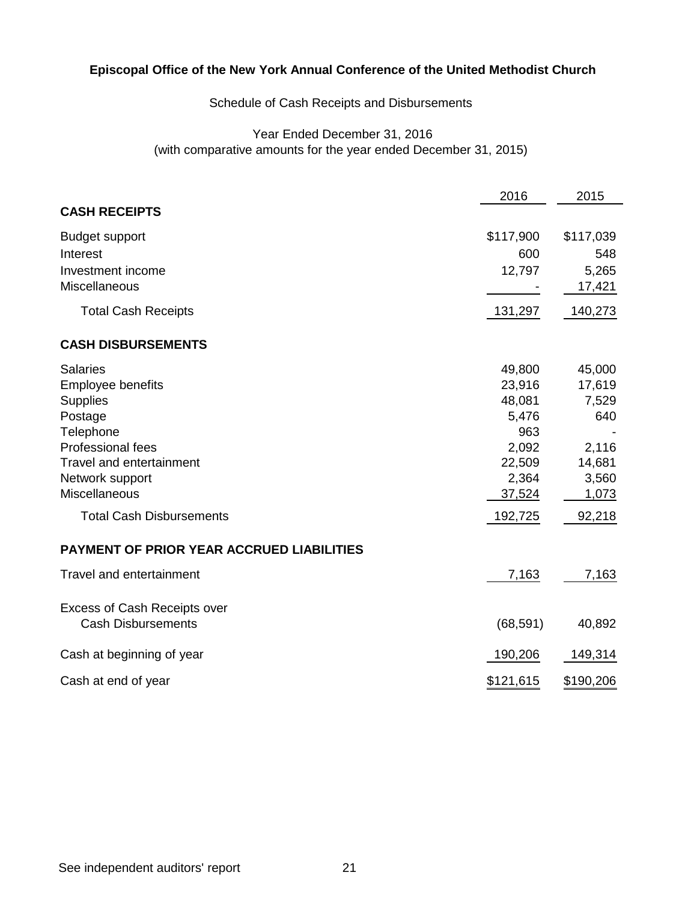**Episcopal Office of the New York Annual Conference of the United Methodist Church**

Schedule of Cash Receipts and Disbursements

Year Ended December 31, 2016
(with comparative amounts for the year ended December 31, 2015)

| | 2016 | 2015 |
|---|---|---|
| **CASH RECEIPTS** | | |
| Budget support | $117,900 | $117,039 |
| Interest | 600 | 548 |
| Investment income | 12,797 | 5,265 |
| Miscellaneous | - | 17,421 |
| Total Cash Receipts | 131,297 | 140,273 |
| **CASH DISBURSEMENTS** | | |
| Salaries | 49,800 | 45,000 |
| Employee benefits | 23,916 | 17,619 |
| Supplies | 48,081 | 7,529 |
| Postage | 5,476 | 640 |
| Telephone | 963 | - |
| Professional fees | 2,092 | 2,116 |
| Travel and entertainment | 22,509 | 14,681 |
| Network support | 2,364 | 3,560 |
| Miscellaneous | 37,524 | 1,073 |
| Total Cash Disbursements | 192,725 | 92,218 |
| **PAYMENT OF PRIOR YEAR ACCRUED LIABILITIES** | | |
| Travel and entertainment | 7,163 | 7,163 |
| Excess of Cash Receipts over Cash Disbursements | (68,591) | 40,892 |
| Cash at beginning of year | 190,206 | 149,314 |
| Cash at end of year | $121,615 | $190,206 |

See independent auditors' report